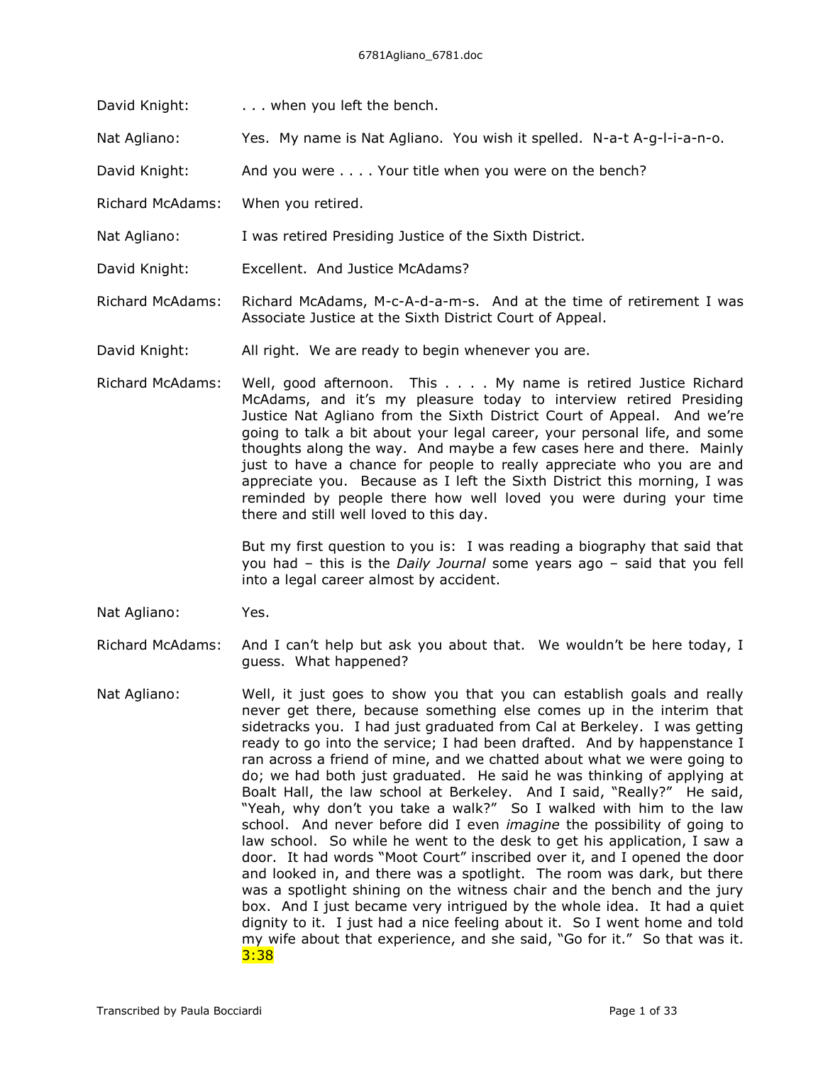David Knight: . . . when you left the bench.

Nat Agliano: Yes. My name is Nat Agliano. You wish it spelled. N-a-t A-g-l-i-a-n-o.

David Knight: And you were . . . . Your title when you were on the bench?

Richard McAdams: When you retired.

Nat Agliano: I was retired Presiding Justice of the Sixth District.

David Knight: Excellent. And Justice McAdams?

Richard McAdams: Richard McAdams, M-c-A-d-a-m-s. And at the time of retirement I was Associate Justice at the Sixth District Court of Appeal.

David Knight: All right. We are ready to begin whenever you are.

Richard McAdams: Well, good afternoon. This . . . . My name is retired Justice Richard McAdams, and it's my pleasure today to interview retired Presiding Justice Nat Agliano from the Sixth District Court of Appeal. And we're going to talk a bit about your legal career, your personal life, and some thoughts along the way. And maybe a few cases here and there. Mainly just to have a chance for people to really appreciate who you are and appreciate you. Because as I left the Sixth District this morning, I was reminded by people there how well loved you were during your time there and still well loved to this day.

But my first question to you is: I was reading a biography that said that you had – this is the *Daily Journal* some years ago – said that you fell into a legal career almost by accident.

Nat Agliano: Yes.

Richard McAdams: And I can't help but ask you about that. We wouldn't be here today, I guess. What happened?

Nat Agliano: Well, it just goes to show you that you can establish goals and really never get there, because something else comes up in the interim that sidetracks you. I had just graduated from Cal at Berkeley. I was getting ready to go into the service; I had been drafted. And by happenstance I ran across a friend of mine, and we chatted about what we were going to do; we had both just graduated. He said he was thinking of applying at Boalt Hall, the law school at Berkeley. And I said, "Really?" He said, "Yeah, why don't you take a walk?" So I walked with him to the law school. And never before did I even *imagine* the possibility of going to law school. So while he went to the desk to get his application, I saw a door. It had words "Moot Court" inscribed over it, and I opened the door and looked in, and there was a spotlight. The room was dark, but there was a spotlight shining on the witness chair and the bench and the jury box. And I just became very intrigued by the whole idea. It had a quiet dignity to it. I just had a nice feeling about it. So I went home and told my wife about that experience, and she said, "Go for it." So that was it. 3:38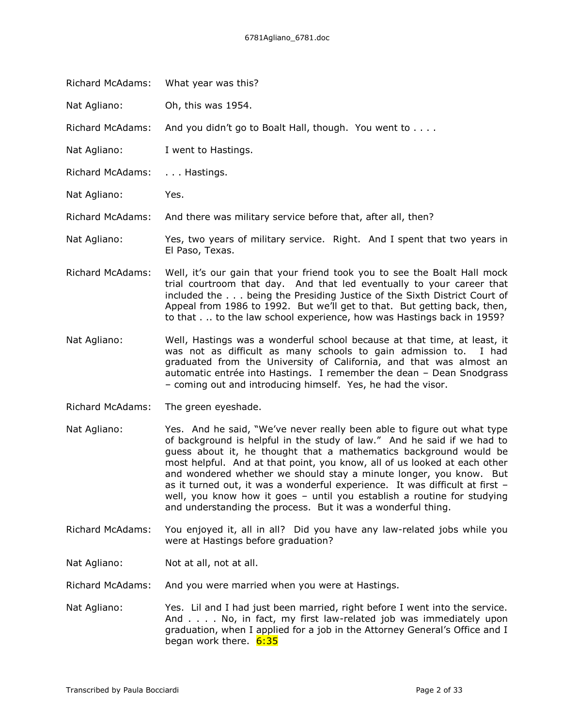Richard McAdams: What year was this?

Nat Agliano: Oh, this was 1954.

Richard McAdams: And you didn't go to Boalt Hall, though. You went to . . . .

Nat Agliano: I went to Hastings.

Richard McAdams: . . . Hastings.

Nat Agliano: Yes.

Richard McAdams: And there was military service before that, after all, then?

Nat Agliano: Yes, two years of military service. Right. And I spent that two years in El Paso, Texas.

Richard McAdams: Well, it's our gain that your friend took you to see the Boalt Hall mock trial courtroom that day. And that led eventually to your career that included the . . . being the Presiding Justice of the Sixth District Court of Appeal from 1986 to 1992. But we'll get to that. But getting back, then, to that . .. to the law school experience, how was Hastings back in 1959?

Nat Agliano: Well, Hastings was a wonderful school because at that time, at least, it was not as difficult as many schools to gain admission to. I had graduated from the University of California, and that was almost an automatic entrée into Hastings. I remember the dean – Dean Snodgrass – coming out and introducing himself. Yes, he had the visor.

Richard McAdams: The green eyeshade.

Nat Agliano: Yes. And he said, "We've never really been able to figure out what type of background is helpful in the study of law." And he said if we had to guess about it, he thought that a mathematics background would be most helpful. And at that point, you know, all of us looked at each other and wondered whether we should stay a minute longer, you know. But as it turned out, it was a wonderful experience. It was difficult at first – well, you know how it goes – until you establish a routine for studying and understanding the process. But it was a wonderful thing.

Richard McAdams: You enjoyed it, all in all? Did you have any law-related jobs while you were at Hastings before graduation?

Nat Agliano: Not at all, not at all.

Richard McAdams: And you were married when you were at Hastings.

Nat Agliano: Yes. Lil and I had just been married, right before I went into the service. And . . . . No, in fact, my first law-related job was immediately upon graduation, when I applied for a job in the Attorney General's Office and I began work there. 6:35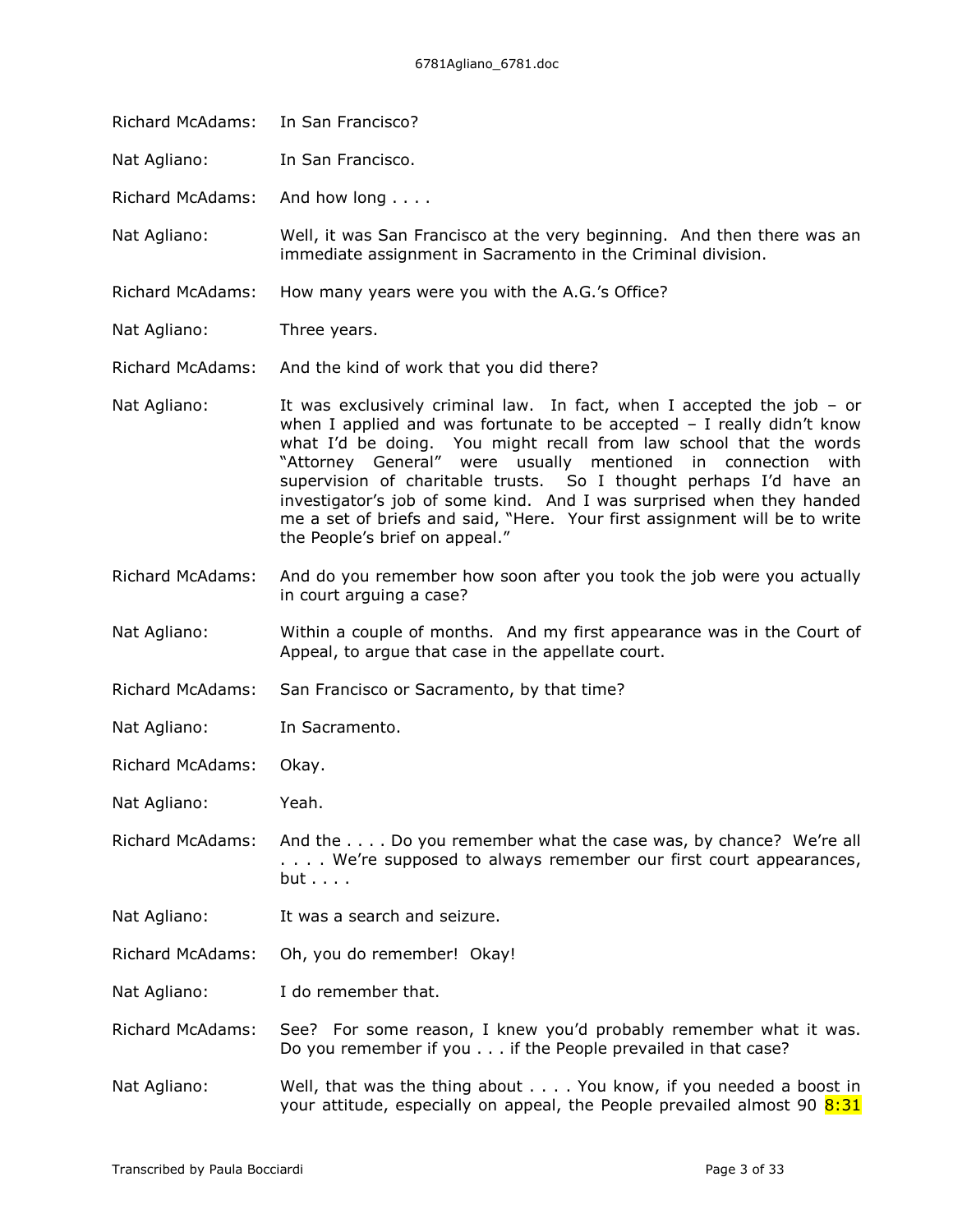Richard McAdams: In San Francisco?

Nat Agliano: In San Francisco.

Richard McAdams: And how long . . . .

Nat Agliano: Well, it was San Francisco at the very beginning. And then there was an immediate assignment in Sacramento in the Criminal division.

Richard McAdams: How many years were you with the A.G.'s Office?

Nat Agliano: Three years.

Richard McAdams: And the kind of work that you did there?

Nat Agliano: It was exclusively criminal law. In fact, when I accepted the job – or when I applied and was fortunate to be accepted – I really didn't know what I'd be doing. You might recall from law school that the words "Attorney General" were usually mentioned in connection with supervision of charitable trusts. So I thought perhaps I'd have an investigator's job of some kind. And I was surprised when they handed me a set of briefs and said, "Here. Your first assignment will be to write the People's brief on appeal."

Richard McAdams: And do you remember how soon after you took the job were you actually in court arguing a case?

Nat Agliano: Within a couple of months. And my first appearance was in the Court of Appeal, to argue that case in the appellate court.

Richard McAdams: San Francisco or Sacramento, by that time?

Nat Agliano: In Sacramento.

Richard McAdams: Okay.

Nat Agliano: Yeah.

Richard McAdams: And the . . . . Do you remember what the case was, by chance? We're all . . . . We're supposed to always remember our first court appearances, but . . . .

Nat Agliano: It was a search and seizure.

Richard McAdams: Oh, you do remember! Okay!

Nat Agliano: I do remember that.

Richard McAdams: See? For some reason, I knew you'd probably remember what it was. Do you remember if you . . . if the People prevailed in that case?

Nat Agliano: Well, that was the thing about . . . . You know, if you needed a boost in your attitude, especially on appeal, the People prevailed almost 90 8:31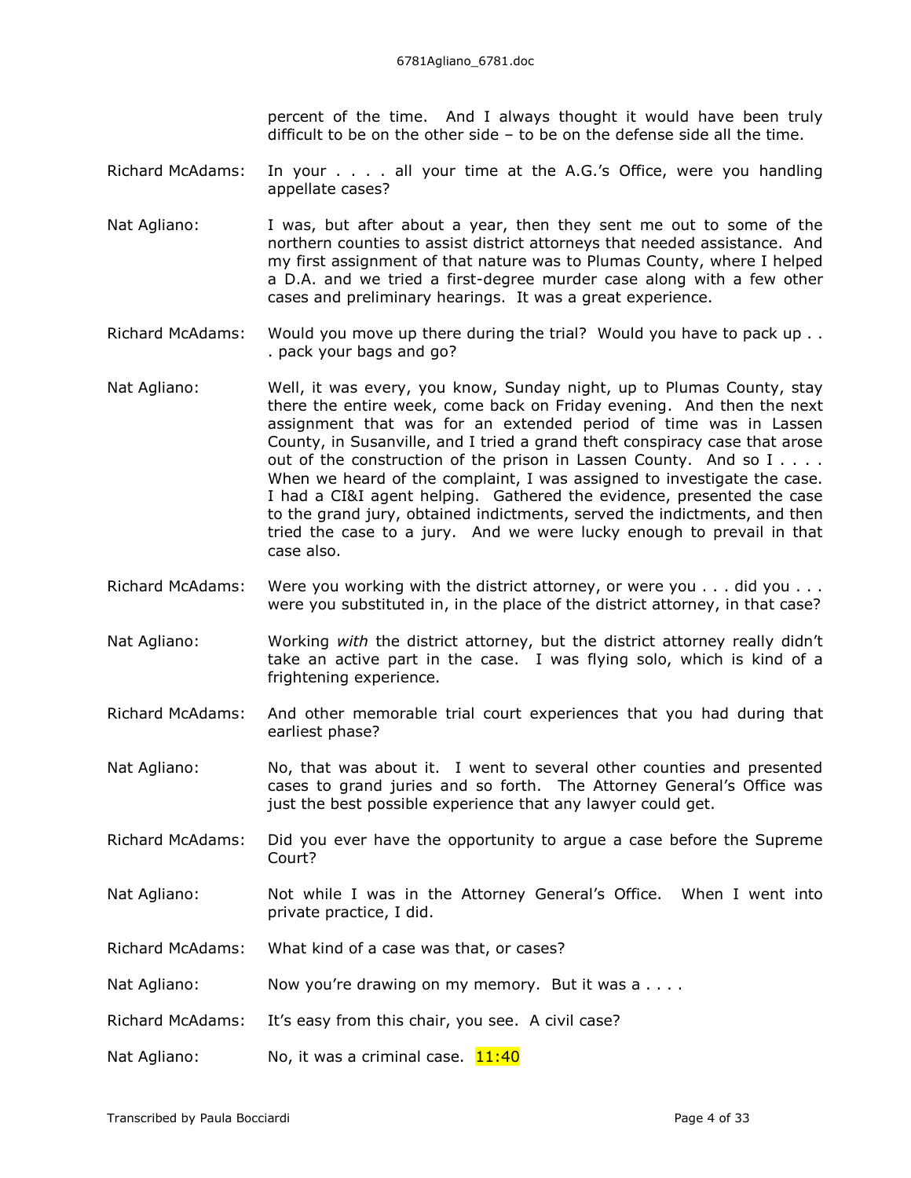percent of the time. And I always thought it would have been truly difficult to be on the other side – to be on the defense side all the time.

Richard McAdams: In your . . . . all your time at the A.G.'s Office, were you handling appellate cases?

Nat Agliano: I was, but after about a year, then they sent me out to some of the northern counties to assist district attorneys that needed assistance. And my first assignment of that nature was to Plumas County, where I helped a D.A. and we tried a first-degree murder case along with a few other cases and preliminary hearings. It was a great experience.

Richard McAdams: Would you move up there during the trial? Would you have to pack up . . . pack your bags and go?

Nat Agliano: Well, it was every, you know, Sunday night, up to Plumas County, stay there the entire week, come back on Friday evening. And then the next assignment that was for an extended period of time was in Lassen County, in Susanville, and I tried a grand theft conspiracy case that arose out of the construction of the prison in Lassen County. And so I . . . . When we heard of the complaint, I was assigned to investigate the case. I had a CI&I agent helping. Gathered the evidence, presented the case to the grand jury, obtained indictments, served the indictments, and then tried the case to a jury. And we were lucky enough to prevail in that case also.

Richard McAdams: Were you working with the district attorney, or were you . . . did you . . . were you substituted in, in the place of the district attorney, in that case?

Nat Agliano: Working *with* the district attorney, but the district attorney really didn't take an active part in the case. I was flying solo, which is kind of a frightening experience.

Richard McAdams: And other memorable trial court experiences that you had during that earliest phase?

Nat Agliano: No, that was about it. I went to several other counties and presented cases to grand juries and so forth. The Attorney General's Office was just the best possible experience that any lawyer could get.

Richard McAdams: Did you ever have the opportunity to argue a case before the Supreme Court?

Nat Agliano: Not while I was in the Attorney General's Office. When I went into private practice, I did.

Richard McAdams: What kind of a case was that, or cases?

Nat Agliano: Now you're drawing on my memory. But it was a . . . .

Richard McAdams: It's easy from this chair, you see. A civil case?

Nat Agliano: No, it was a criminal case. 11:40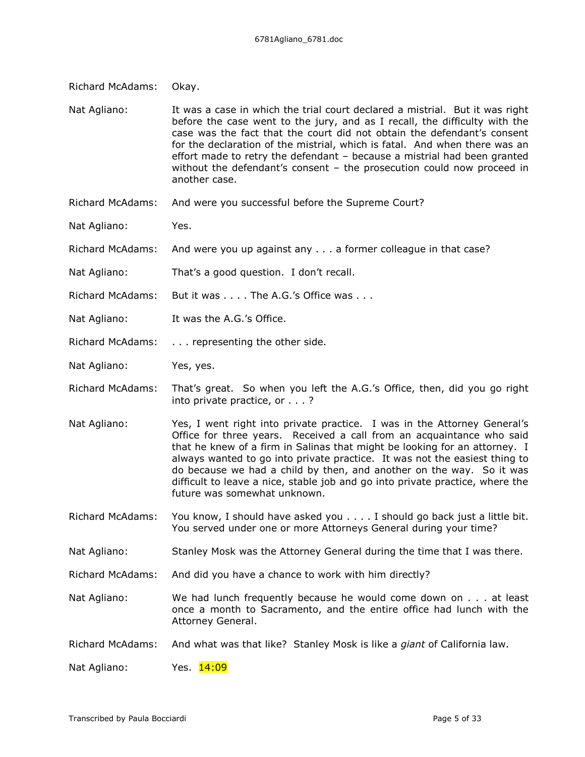Richard McAdams: Okay.

Nat Agliano: It was a case in which the trial court declared a mistrial. But it was right before the case went to the jury, and as I recall, the difficulty with the case was the fact that the court did not obtain the defendant's consent for the declaration of the mistrial, which is fatal. And when there was an effort made to retry the defendant – because a mistrial had been granted without the defendant's consent – the prosecution could now proceed in another case.

Richard McAdams: And were you successful before the Supreme Court?

Nat Agliano: Yes.

Richard McAdams: And were you up against any . . . a former colleague in that case?

Nat Agliano: That's a good question. I don't recall.

Richard McAdams: But it was . . . . The A.G.'s Office was . . .

Nat Agliano: It was the A.G.'s Office.

Richard McAdams: . . . representing the other side.

Nat Agliano: Yes, yes.

Richard McAdams: That's great. So when you left the A.G.'s Office, then, did you go right into private practice, or . . . ?

Nat Agliano: Yes, I went right into private practice. I was in the Attorney General's Office for three years. Received a call from an acquaintance who said that he knew of a firm in Salinas that might be looking for an attorney. I always wanted to go into private practice. It was not the easiest thing to do because we had a child by then, and another on the way. So it was difficult to leave a nice, stable job and go into private practice, where the future was somewhat unknown.

Richard McAdams: You know, I should have asked you . . . . I should go back just a little bit. You served under one or more Attorneys General during your time?

Nat Agliano: Stanley Mosk was the Attorney General during the time that I was there.

Richard McAdams: And did you have a chance to work with him directly?

Nat Agliano: We had lunch frequently because he would come down on . . . at least once a month to Sacramento, and the entire office had lunch with the Attorney General.

Richard McAdams: And what was that like? Stanley Mosk is like a *giant* of California law.

Nat Agliano: Yes. 14:09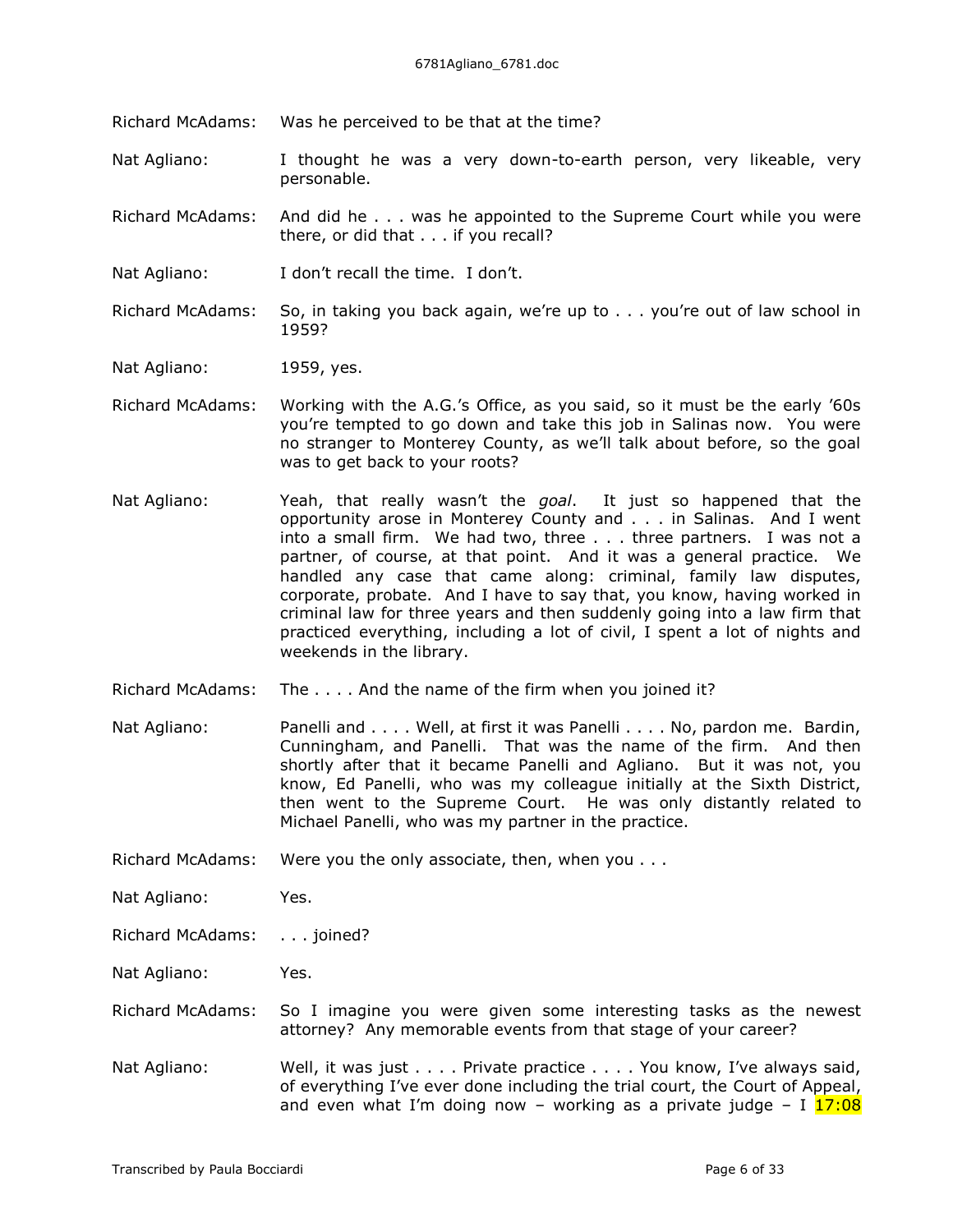Richard McAdams: Was he perceived to be that at the time?

Nat Agliano: I thought he was a very down-to-earth person, very likeable, very personable.

Richard McAdams: And did he . . . was he appointed to the Supreme Court while you were there, or did that . . . if you recall?

Nat Agliano: I don't recall the time. I don't.

Richard McAdams: So, in taking you back again, we're up to . . . you're out of law school in 1959?

Nat Agliano: 1959, yes.

Richard McAdams: Working with the A.G.'s Office, as you said, so it must be the early '60s you're tempted to go down and take this job in Salinas now. You were no stranger to Monterey County, as we'll talk about before, so the goal was to get back to your roots?

Nat Agliano: Yeah, that really wasn't the *goal*. It just so happened that the opportunity arose in Monterey County and . . . in Salinas. And I went into a small firm. We had two, three . . . three partners. I was not a partner, of course, at that point. And it was a general practice. We handled any case that came along: criminal, family law disputes, corporate, probate. And I have to say that, you know, having worked in criminal law for three years and then suddenly going into a law firm that practiced everything, including a lot of civil, I spent a lot of nights and weekends in the library.

Richard McAdams: The . . . . And the name of the firm when you joined it?

Nat Agliano: Panelli and . . . . Well, at first it was Panelli . . . . No, pardon me. Bardin, Cunningham, and Panelli. That was the name of the firm. And then shortly after that it became Panelli and Agliano. But it was not, you know, Ed Panelli, who was my colleague initially at the Sixth District, then went to the Supreme Court. He was only distantly related to Michael Panelli, who was my partner in the practice.

Richard McAdams: Were you the only associate, then, when you . . .

Nat Agliano: Yes.

Richard McAdams: . . . joined?

Nat Agliano: Yes.

Richard McAdams: So I imagine you were given some interesting tasks as the newest attorney? Any memorable events from that stage of your career?

Nat Agliano: Well, it was just . . . . Private practice . . . . You know, I've always said, of everything I've ever done including the trial court, the Court of Appeal, and even what I'm doing now – working as a private judge – I 17:08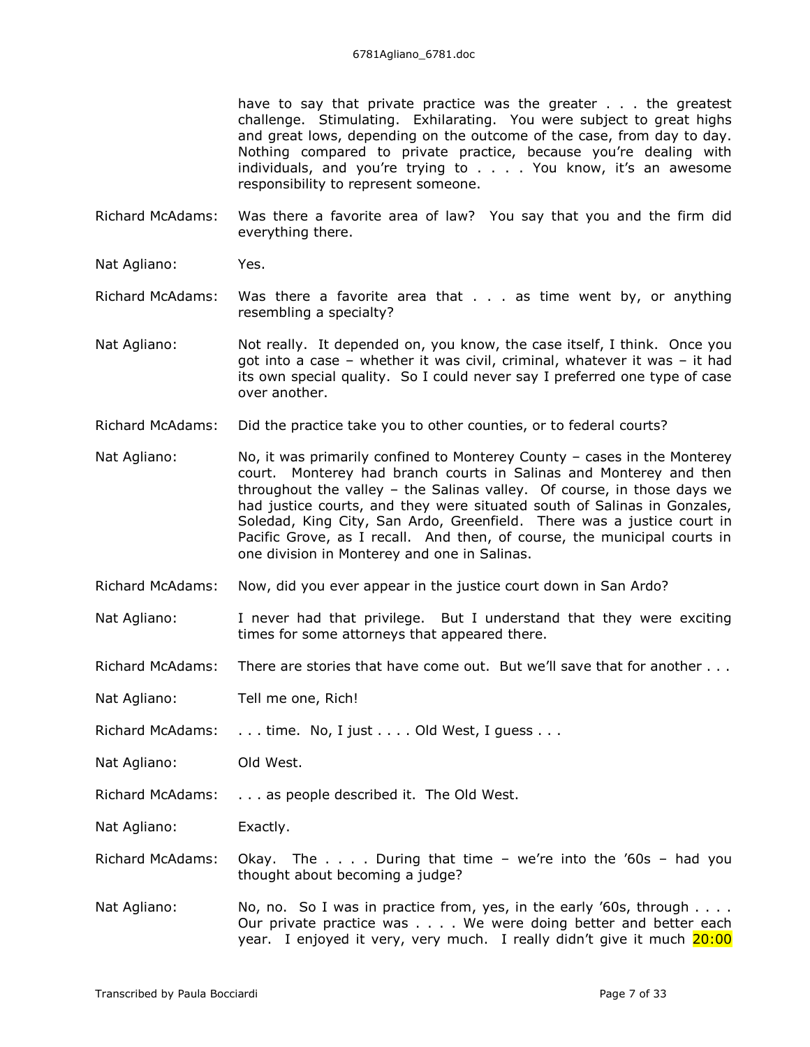have to say that private practice was the greater . . . the greatest challenge. Stimulating. Exhilarating. You were subject to great highs and great lows, depending on the outcome of the case, from day to day. Nothing compared to private practice, because you're dealing with individuals, and you're trying to . . . . You know, it's an awesome responsibility to represent someone.

Richard McAdams: Was there a favorite area of law? You say that you and the firm did everything there.

Nat Agliano: Yes.

Richard McAdams: Was there a favorite area that . . . as time went by, or anything resembling a specialty?

Nat Agliano: Not really. It depended on, you know, the case itself, I think. Once you got into a case – whether it was civil, criminal, whatever it was – it had its own special quality. So I could never say I preferred one type of case over another.

Richard McAdams: Did the practice take you to other counties, or to federal courts?

Nat Agliano: No, it was primarily confined to Monterey County – cases in the Monterey court. Monterey had branch courts in Salinas and Monterey and then throughout the valley – the Salinas valley. Of course, in those days we had justice courts, and they were situated south of Salinas in Gonzales, Soledad, King City, San Ardo, Greenfield. There was a justice court in Pacific Grove, as I recall. And then, of course, the municipal courts in one division in Monterey and one in Salinas.

Richard McAdams: Now, did you ever appear in the justice court down in San Ardo?

Nat Agliano: I never had that privilege. But I understand that they were exciting times for some attorneys that appeared there.

Richard McAdams: There are stories that have come out. But we'll save that for another . . .

Nat Agliano: Tell me one, Rich!

Richard McAdams: . . . time. No, I just . . . . Old West, I guess . . .

Nat Agliano: Old West.

Richard McAdams: . . . as people described it. The Old West.

Nat Agliano: Exactly.

Richard McAdams: Okay. The . . . . During that time – we're into the '60s – had you thought about becoming a judge?

Nat Agliano: No, no. So I was in practice from, yes, in the early '60s, through . . . . Our private practice was . . . . We were doing better and better each year. I enjoyed it very, very much. I really didn't give it much 20:00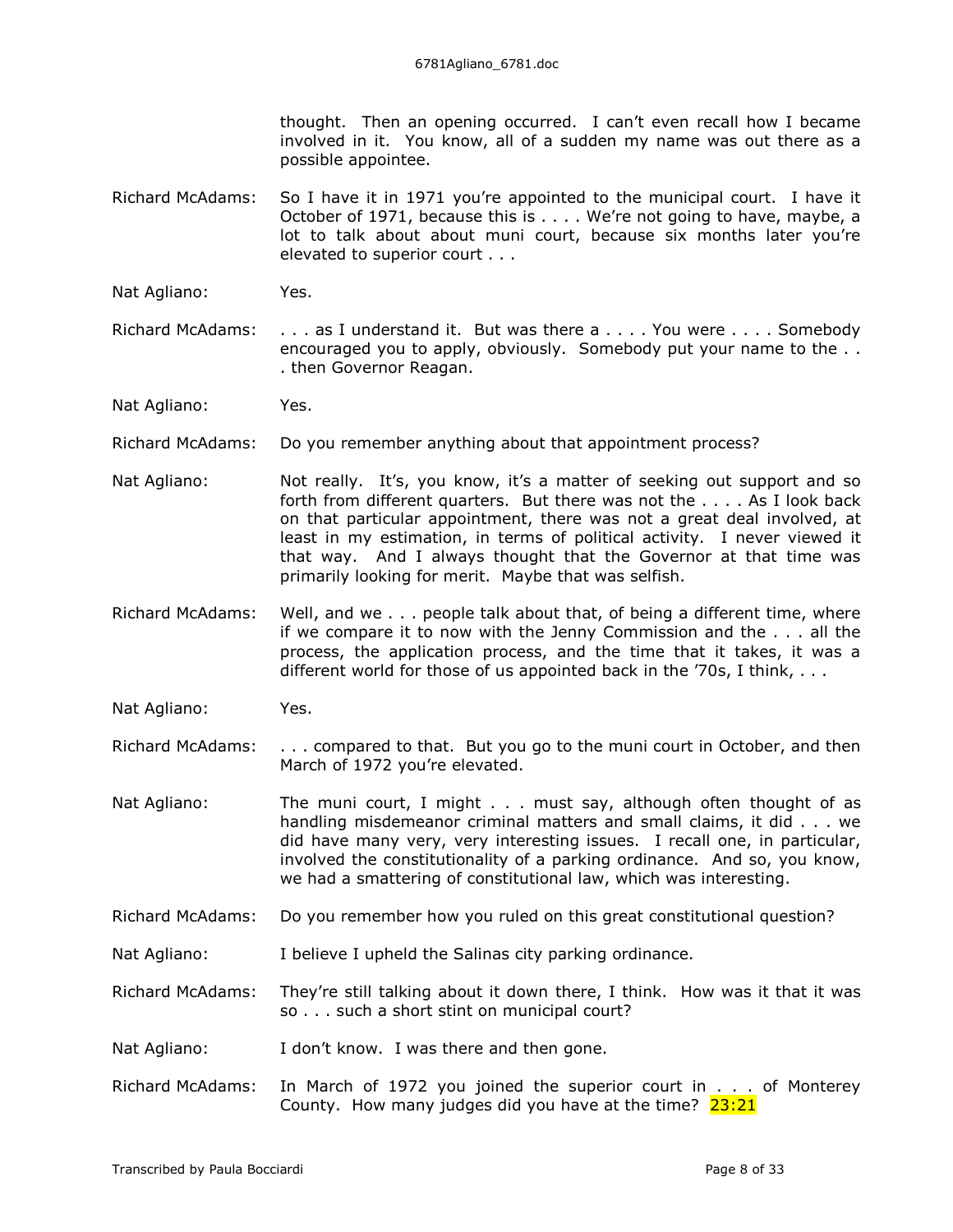thought. Then an opening occurred. I can't even recall how I became involved in it. You know, all of a sudden my name was out there as a possible appointee.

Richard McAdams: So I have it in 1971 you're appointed to the municipal court. I have it October of 1971, because this is . . . . We're not going to have, maybe, a lot to talk about about muni court, because six months later you're elevated to superior court . . .

Nat Agliano: Yes.

Richard McAdams: . . . as I understand it. But was there a . . . . You were . . . . Somebody encouraged you to apply, obviously. Somebody put your name to the . . . then Governor Reagan.

Nat Agliano: Yes.

Richard McAdams: Do you remember anything about that appointment process?

Nat Agliano: Not really. It's, you know, it's a matter of seeking out support and so forth from different quarters. But there was not the . . . . As I look back on that particular appointment, there was not a great deal involved, at least in my estimation, in terms of political activity. I never viewed it that way. And I always thought that the Governor at that time was primarily looking for merit. Maybe that was selfish.

Richard McAdams: Well, and we . . . people talk about that, of being a different time, where if we compare it to now with the Jenny Commission and the . . . all the process, the application process, and the time that it takes, it was a different world for those of us appointed back in the '70s, I think, . . .

Nat Agliano: Yes.

Richard McAdams: . . . compared to that. But you go to the muni court in October, and then March of 1972 you're elevated.

Nat Agliano: The muni court, I might . . . must say, although often thought of as handling misdemeanor criminal matters and small claims, it did . . . we did have many very, very interesting issues. I recall one, in particular, involved the constitutionality of a parking ordinance. And so, you know, we had a smattering of constitutional law, which was interesting.

Richard McAdams: Do you remember how you ruled on this great constitutional question?

Nat Agliano: I believe I upheld the Salinas city parking ordinance.

Richard McAdams: They're still talking about it down there, I think. How was it that it was so . . . such a short stint on municipal court?

Nat Agliano: I don't know. I was there and then gone.

Richard McAdams: In March of 1972 you joined the superior court in . . . of Monterey County. How many judges did you have at the time? 23:21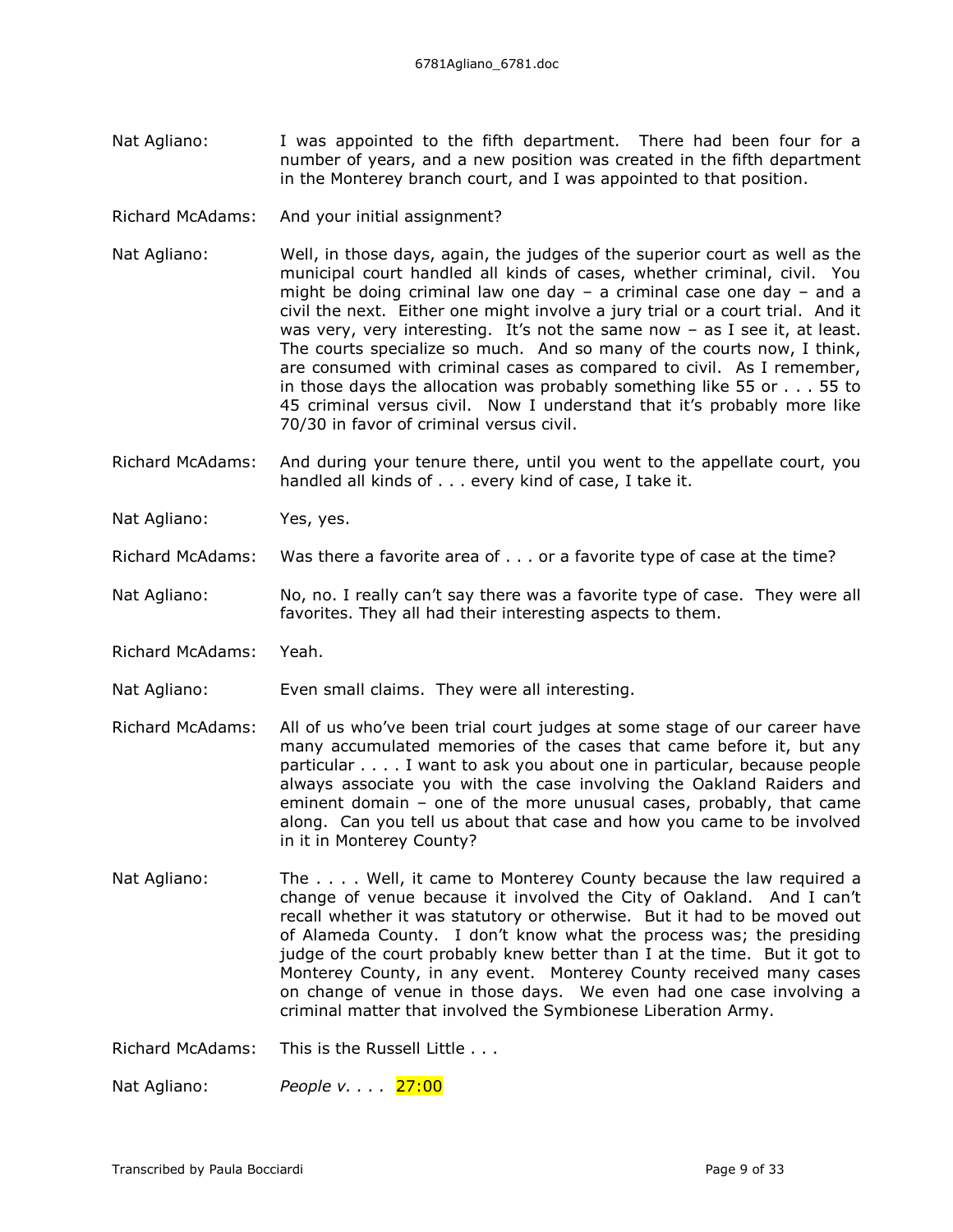Nat Agliano: I was appointed to the fifth department. There had been four for a number of years, and a new position was created in the fifth department in the Monterey branch court, and I was appointed to that position.

Richard McAdams: And your initial assignment?

Nat Agliano: Well, in those days, again, the judges of the superior court as well as the municipal court handled all kinds of cases, whether criminal, civil. You might be doing criminal law one day – a criminal case one day – and a civil the next. Either one might involve a jury trial or a court trial. And it was very, very interesting. It's not the same now – as I see it, at least. The courts specialize so much. And so many of the courts now, I think, are consumed with criminal cases as compared to civil. As I remember, in those days the allocation was probably something like 55 or . . . 55 to 45 criminal versus civil. Now I understand that it's probably more like 70/30 in favor of criminal versus civil.

Richard McAdams: And during your tenure there, until you went to the appellate court, you handled all kinds of . . . every kind of case, I take it.

Nat Agliano: Yes, yes.

Richard McAdams: Was there a favorite area of . . . or a favorite type of case at the time?

Nat Agliano: No, no. I really can't say there was a favorite type of case. They were all favorites. They all had their interesting aspects to them.

Richard McAdams: Yeah.

Nat Agliano: Even small claims. They were all interesting.

Richard McAdams: All of us who've been trial court judges at some stage of our career have many accumulated memories of the cases that came before it, but any particular . . . . I want to ask you about one in particular, because people always associate you with the case involving the Oakland Raiders and eminent domain – one of the more unusual cases, probably, that came along. Can you tell us about that case and how you came to be involved in it in Monterey County?

Nat Agliano: The . . . . Well, it came to Monterey County because the law required a change of venue because it involved the City of Oakland. And I can't recall whether it was statutory or otherwise. But it had to be moved out of Alameda County. I don't know what the process was; the presiding judge of the court probably knew better than I at the time. But it got to Monterey County, in any event. Monterey County received many cases on change of venue in those days. We even had one case involving a criminal matter that involved the Symbionese Liberation Army.

Richard McAdams: This is the Russell Little . . .

Nat Agliano: *People v. . . .* 27:00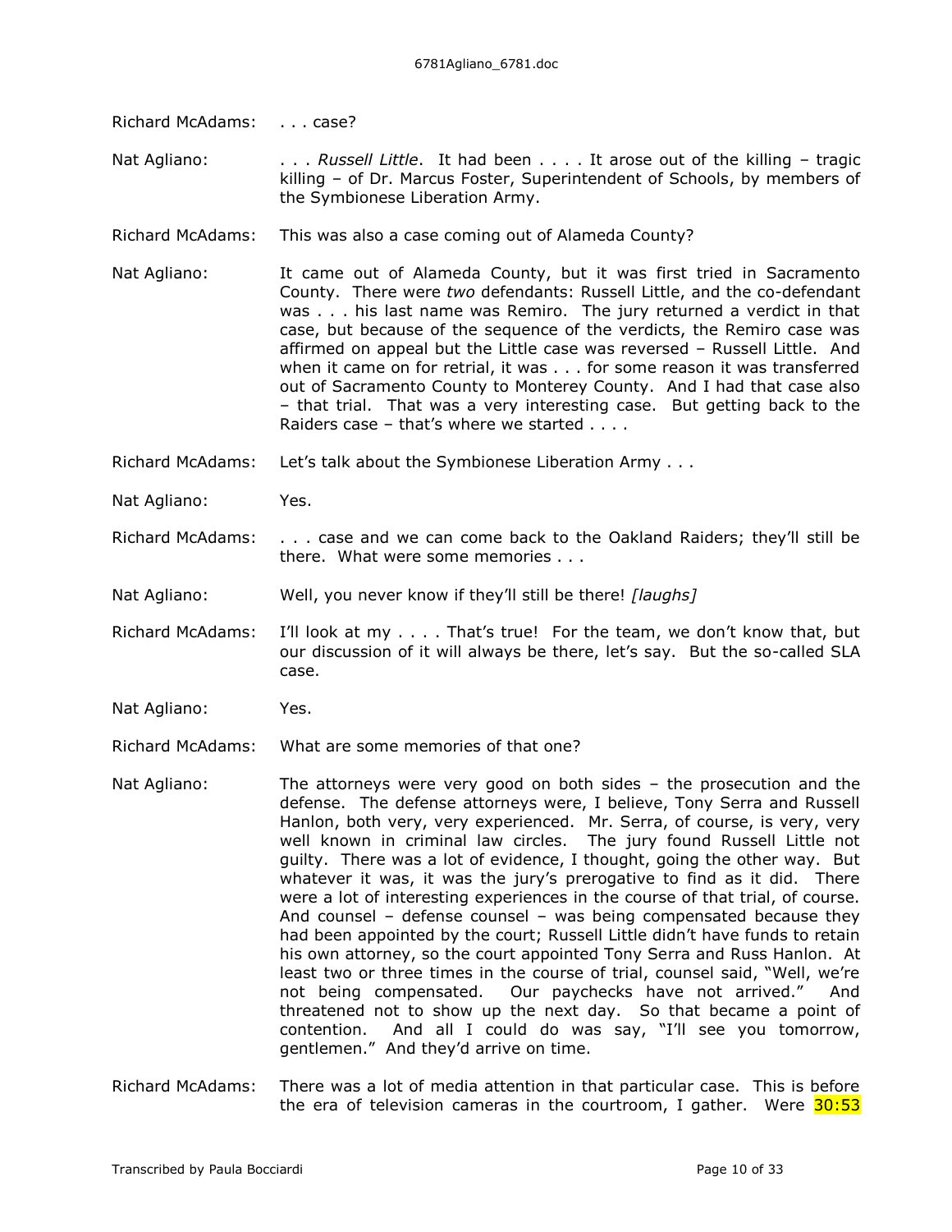Richard McAdams: . . . case?

Nat Agliano: . . . *Russell Little*. It had been . . . . It arose out of the killing – tragic killing – of Dr. Marcus Foster, Superintendent of Schools, by members of the Symbionese Liberation Army.

Richard McAdams: This was also a case coming out of Alameda County?

Nat Agliano: It came out of Alameda County, but it was first tried in Sacramento County. There were *two* defendants: Russell Little, and the co-defendant was . . . his last name was Remiro. The jury returned a verdict in that case, but because of the sequence of the verdicts, the Remiro case was affirmed on appeal but the Little case was reversed – Russell Little. And when it came on for retrial, it was . . . for some reason it was transferred out of Sacramento County to Monterey County. And I had that case also – that trial. That was a very interesting case. But getting back to the Raiders case – that's where we started . . . .

Richard McAdams: Let's talk about the Symbionese Liberation Army . . .

Nat Agliano: Yes.

Richard McAdams: . . . case and we can come back to the Oakland Raiders; they'll still be there. What were some memories . . .

Nat Agliano: Well, you never know if they'll still be there! *[laughs]*

Richard McAdams: I'll look at my . . . . That's true! For the team, we don't know that, but our discussion of it will always be there, let's say. But the so-called SLA case.

Nat Agliano: Yes.

Richard McAdams: What are some memories of that one?

Nat Agliano: The attorneys were very good on both sides – the prosecution and the defense. The defense attorneys were, I believe, Tony Serra and Russell Hanlon, both very, very experienced. Mr. Serra, of course, is very, very well known in criminal law circles. The jury found Russell Little not guilty. There was a lot of evidence, I thought, going the other way. But whatever it was, it was the jury's prerogative to find as it did. There were a lot of interesting experiences in the course of that trial, of course. And counsel – defense counsel – was being compensated because they had been appointed by the court; Russell Little didn't have funds to retain his own attorney, so the court appointed Tony Serra and Russ Hanlon. At least two or three times in the course of trial, counsel said, "Well, we're not being compensated. Our paychecks have not arrived." And threatened not to show up the next day. So that became a point of contention. And all I could do was say, "I'll see you tomorrow, gentlemen." And they'd arrive on time.

Richard McAdams: There was a lot of media attention in that particular case. This is before the era of television cameras in the courtroom, I gather. Were 30:53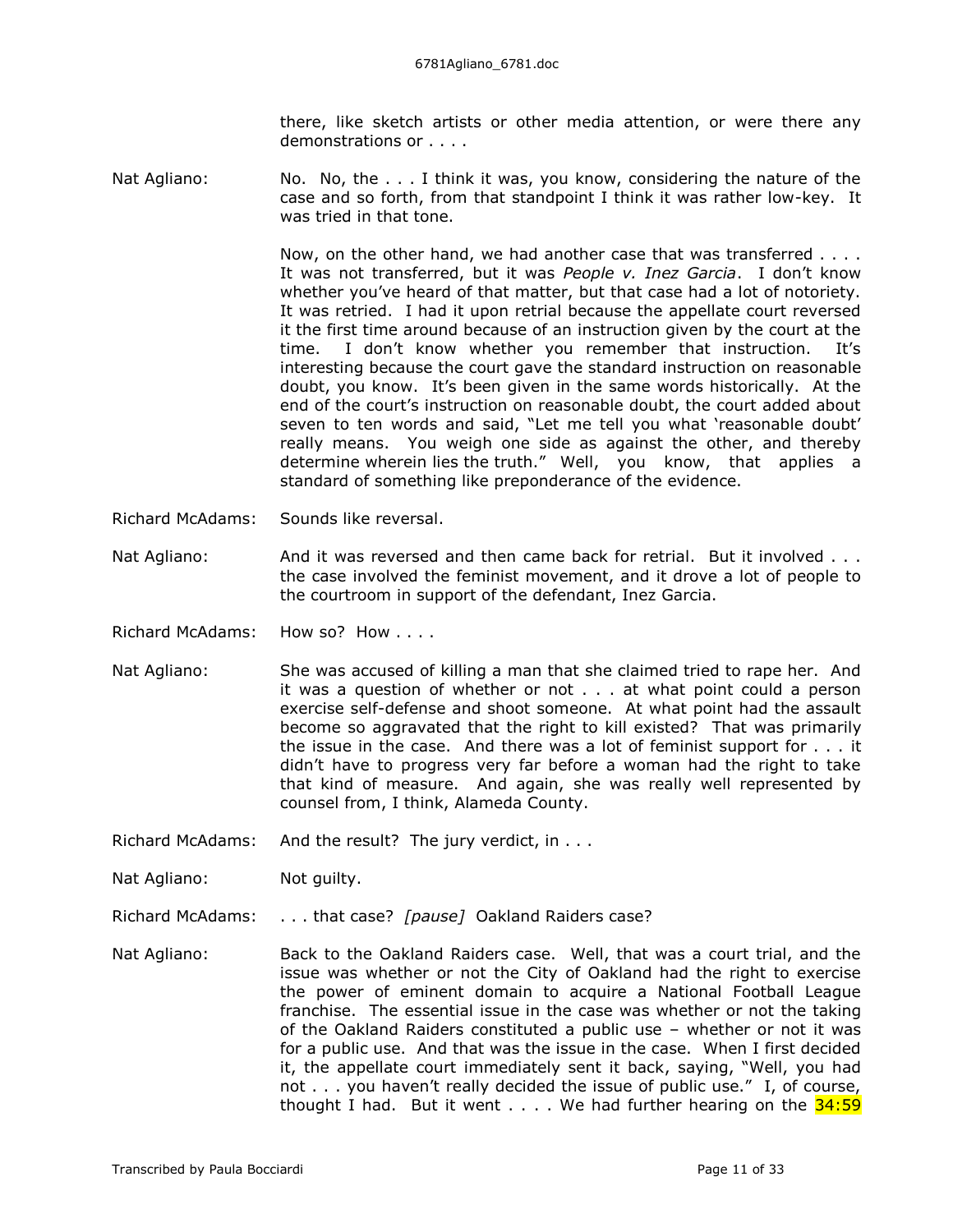there, like sketch artists or other media attention, or were there any demonstrations or . . . .

Nat Agliano: No. No, the . . . I think it was, you know, considering the nature of the case and so forth, from that standpoint I think it was rather low-key. It was tried in that tone.

Now, on the other hand, we had another case that was transferred . . . . It was not transferred, but it was *People v. Inez Garcia*. I don't know whether you've heard of that matter, but that case had a lot of notoriety. It was retried. I had it upon retrial because the appellate court reversed it the first time around because of an instruction given by the court at the time. I don't know whether you remember that instruction. It's interesting because the court gave the standard instruction on reasonable doubt, you know. It's been given in the same words historically. At the end of the court's instruction on reasonable doubt, the court added about seven to ten words and said, "Let me tell you what 'reasonable doubt' really means. You weigh one side as against the other, and thereby determine wherein lies the truth." Well, you know, that applies a standard of something like preponderance of the evidence.

Richard McAdams: Sounds like reversal.

Nat Agliano: And it was reversed and then came back for retrial. But it involved . . . the case involved the feminist movement, and it drove a lot of people to the courtroom in support of the defendant, Inez Garcia.

Richard McAdams: How so? How . . . .

Nat Agliano: She was accused of killing a man that she claimed tried to rape her. And it was a question of whether or not . . . at what point could a person exercise self-defense and shoot someone. At what point had the assault become so aggravated that the right to kill existed? That was primarily the issue in the case. And there was a lot of feminist support for . . . it didn't have to progress very far before a woman had the right to take that kind of measure. And again, she was really well represented by counsel from, I think, Alameda County.

Richard McAdams: And the result? The jury verdict, in . . .

Nat Agliano: Not guilty.

Richard McAdams: . . . that case? *[pause]* Oakland Raiders case?

Nat Agliano: Back to the Oakland Raiders case. Well, that was a court trial, and the issue was whether or not the City of Oakland had the right to exercise the power of eminent domain to acquire a National Football League franchise. The essential issue in the case was whether or not the taking of the Oakland Raiders constituted a public use – whether or not it was for a public use. And that was the issue in the case. When I first decided it, the appellate court immediately sent it back, saying, "Well, you had not . . . you haven't really decided the issue of public use." I, of course, thought I had. But it went . . . . We had further hearing on the 34:59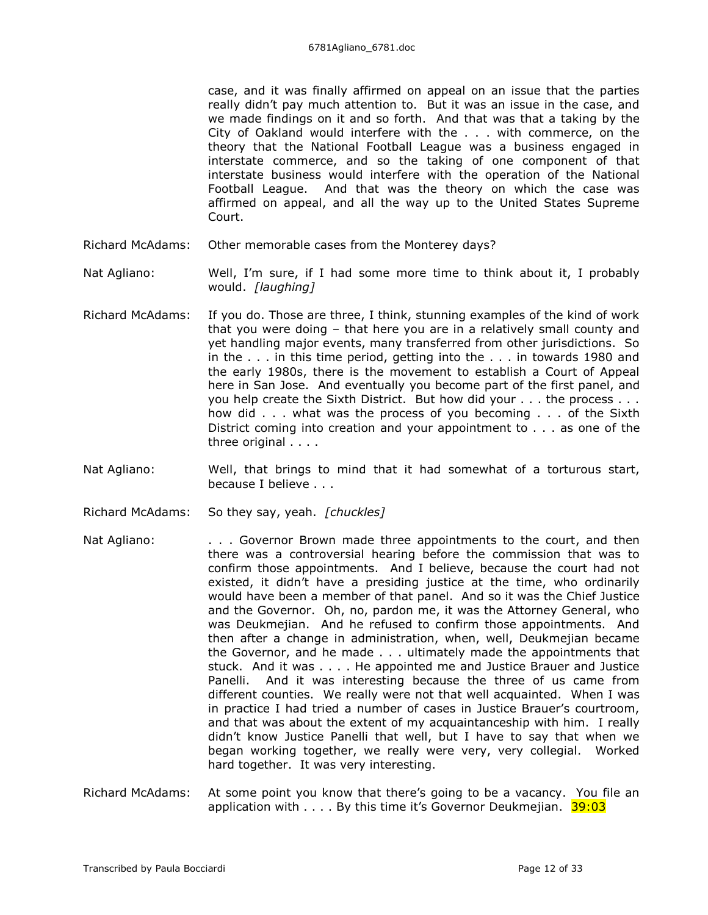case, and it was finally affirmed on appeal on an issue that the parties really didn't pay much attention to. But it was an issue in the case, and we made findings on it and so forth. And that was that a taking by the City of Oakland would interfere with the . . . with commerce, on the theory that the National Football League was a business engaged in interstate commerce, and so the taking of one component of that interstate business would interfere with the operation of the National Football League. And that was the theory on which the case was affirmed on appeal, and all the way up to the United States Supreme Court.

Richard McAdams: Other memorable cases from the Monterey days?

Nat Agliano: Well, I'm sure, if I had some more time to think about it, I probably would. *[laughing]*

Richard McAdams: If you do. Those are three, I think, stunning examples of the kind of work that you were doing – that here you are in a relatively small county and yet handling major events, many transferred from other jurisdictions. So in the . . . in this time period, getting into the . . . in towards 1980 and the early 1980s, there is the movement to establish a Court of Appeal here in San Jose. And eventually you become part of the first panel, and you help create the Sixth District. But how did your . . . the process . . . how did . . . what was the process of you becoming . . . of the Sixth District coming into creation and your appointment to . . . as one of the three original . . . .

Nat Agliano: Well, that brings to mind that it had somewhat of a torturous start, because I believe . . .

Richard McAdams: So they say, yeah. *[chuckles]*

Nat Agliano: . . . Governor Brown made three appointments to the court, and then there was a controversial hearing before the commission that was to confirm those appointments. And I believe, because the court had not existed, it didn't have a presiding justice at the time, who ordinarily would have been a member of that panel. And so it was the Chief Justice and the Governor. Oh, no, pardon me, it was the Attorney General, who was Deukmejian. And he refused to confirm those appointments. And then after a change in administration, when, well, Deukmejian became the Governor, and he made . . . ultimately made the appointments that stuck. And it was . . . . He appointed me and Justice Brauer and Justice Panelli. And it was interesting because the three of us came from different counties. We really were not that well acquainted. When I was in practice I had tried a number of cases in Justice Brauer's courtroom, and that was about the extent of my acquaintanceship with him. I really didn't know Justice Panelli that well, but I have to say that when we began working together, we really were very, very collegial. Worked hard together. It was very interesting.

Richard McAdams: At some point you know that there's going to be a vacancy. You file an application with . . . . By this time it's Governor Deukmejian. 39:03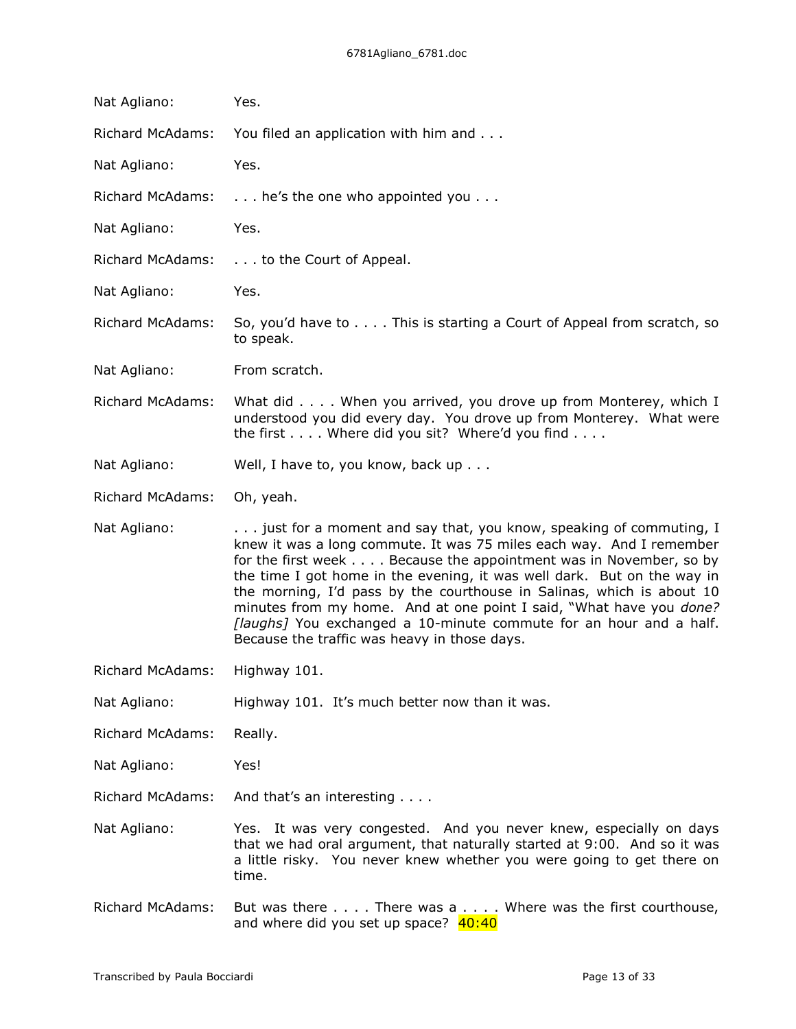Nat Agliano: Yes.

Richard McAdams: You filed an application with him and . . .

Nat Agliano: Yes.

Richard McAdams: . . . he's the one who appointed you . . .

Nat Agliano: Yes.

Richard McAdams: . . . to the Court of Appeal.

Nat Agliano: Yes.

Richard McAdams: So, you'd have to . . . . This is starting a Court of Appeal from scratch, so to speak.

Nat Agliano: From scratch.

Richard McAdams: What did . . . . When you arrived, you drove up from Monterey, which I understood you did every day. You drove up from Monterey. What were the first . . . . Where did you sit? Where'd you find . . . .

Nat Agliano: Well, I have to, you know, back up . . .

Richard McAdams: Oh, yeah.

Nat Agliano: . . . just for a moment and say that, you know, speaking of commuting, I knew it was a long commute. It was 75 miles each way. And I remember for the first week . . . . Because the appointment was in November, so by the time I got home in the evening, it was well dark. But on the way in the morning, I'd pass by the courthouse in Salinas, which is about 10 minutes from my home. And at one point I said, "What have you *done? [laughs]* You exchanged a 10-minute commute for an hour and a half. Because the traffic was heavy in those days.

Richard McAdams: Highway 101.

Nat Agliano: Highway 101. It's much better now than it was.

Richard McAdams: Really.

Nat Agliano: Yes!

Richard McAdams: And that's an interesting . . . .

Nat Agliano: Yes. It was very congested. And you never knew, especially on days that we had oral argument, that naturally started at 9:00. And so it was a little risky. You never knew whether you were going to get there on time.

Richard McAdams: But was there . . . . There was a . . . . Where was the first courthouse, and where did you set up space? 40:40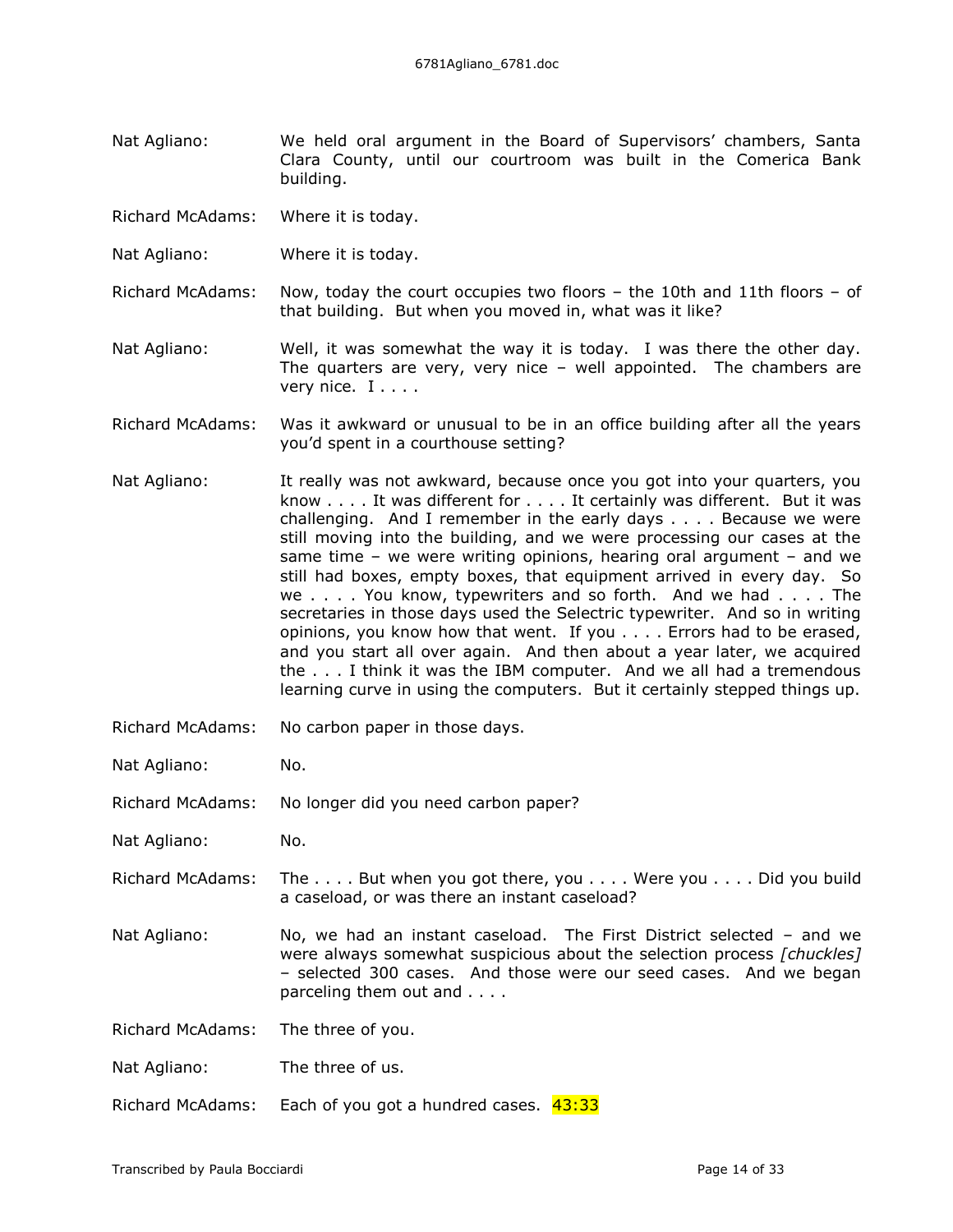Nat Agliano: We held oral argument in the Board of Supervisors' chambers, Santa Clara County, until our courtroom was built in the Comerica Bank building.

Richard McAdams: Where it is today.

Nat Agliano: Where it is today.

Richard McAdams: Now, today the court occupies two floors – the 10th and 11th floors – of that building. But when you moved in, what was it like?

Nat Agliano: Well, it was somewhat the way it is today. I was there the other day. The quarters are very, very nice – well appointed. The chambers are very nice. I . . . .

Richard McAdams: Was it awkward or unusual to be in an office building after all the years you'd spent in a courthouse setting?

Nat Agliano: It really was not awkward, because once you got into your quarters, you know . . . . It was different for . . . . It certainly was different. But it was challenging. And I remember in the early days . . . . Because we were still moving into the building, and we were processing our cases at the same time – we were writing opinions, hearing oral argument – and we still had boxes, empty boxes, that equipment arrived in every day. So we . . . . You know, typewriters and so forth. And we had . . . . The secretaries in those days used the Selectric typewriter. And so in writing opinions, you know how that went. If you . . . . Errors had to be erased, and you start all over again. And then about a year later, we acquired the . . . I think it was the IBM computer. And we all had a tremendous learning curve in using the computers. But it certainly stepped things up.

Richard McAdams: No carbon paper in those days.

Nat Agliano: No.

Richard McAdams: No longer did you need carbon paper?

Nat Agliano: No.

Richard McAdams: The . . . . But when you got there, you . . . . Were you . . . . Did you build a caseload, or was there an instant caseload?

Nat Agliano: No, we had an instant caseload. The First District selected – and we were always somewhat suspicious about the selection process *[chuckles]* – selected 300 cases. And those were our seed cases. And we began parceling them out and . . . .

Richard McAdams: The three of you.

Nat Agliano: The three of us.

Richard McAdams: Each of you got a hundred cases. 43:33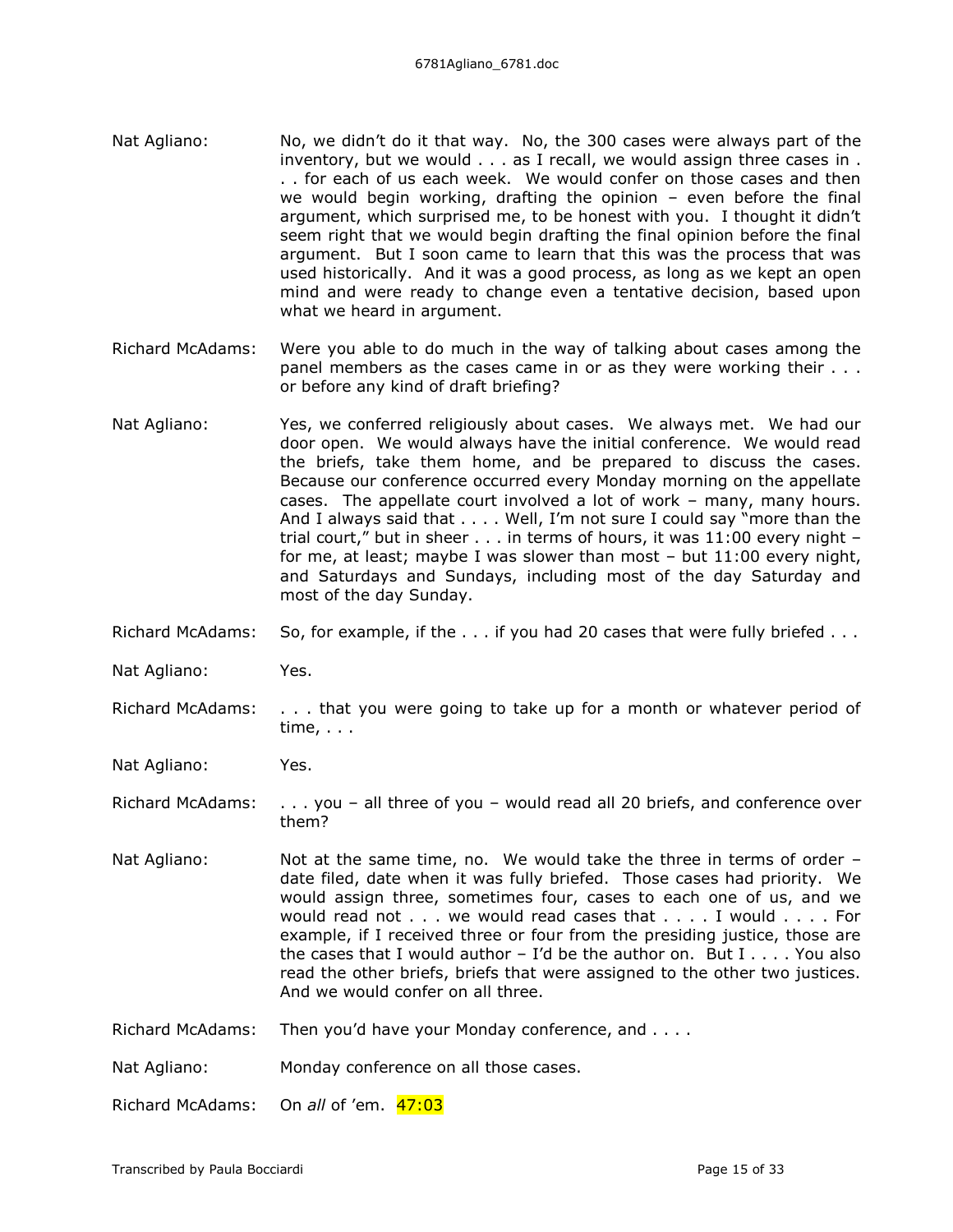Nat Agliano: No, we didn't do it that way. No, the 300 cases were always part of the inventory, but we would . . . as I recall, we would assign three cases in . . . for each of us each week. We would confer on those cases and then we would begin working, drafting the opinion – even before the final argument, which surprised me, to be honest with you. I thought it didn't seem right that we would begin drafting the final opinion before the final argument. But I soon came to learn that this was the process that was used historically. And it was a good process, as long as we kept an open mind and were ready to change even a tentative decision, based upon what we heard in argument.

Richard McAdams: Were you able to do much in the way of talking about cases among the panel members as the cases came in or as they were working their . . . or before any kind of draft briefing?

Nat Agliano: Yes, we conferred religiously about cases. We always met. We had our door open. We would always have the initial conference. We would read the briefs, take them home, and be prepared to discuss the cases. Because our conference occurred every Monday morning on the appellate cases. The appellate court involved a lot of work – many, many hours. And I always said that . . . . Well, I'm not sure I could say "more than the trial court," but in sheer . . . in terms of hours, it was 11:00 every night – for me, at least; maybe I was slower than most – but 11:00 every night, and Saturdays and Sundays, including most of the day Saturday and most of the day Sunday.

Richard McAdams: So, for example, if the . . . if you had 20 cases that were fully briefed . . .

Nat Agliano: Yes.

Richard McAdams: . . . that you were going to take up for a month or whatever period of time, . . .

Nat Agliano: Yes.

Richard McAdams: . . . you – all three of you – would read all 20 briefs, and conference over them?

Nat Agliano: Not at the same time, no. We would take the three in terms of order – date filed, date when it was fully briefed. Those cases had priority. We would assign three, sometimes four, cases to each one of us, and we would read not . . . we would read cases that . . . . I would . . . . For example, if I received three or four from the presiding justice, those are the cases that I would author – I'd be the author on. But I . . . . You also read the other briefs, briefs that were assigned to the other two justices. And we would confer on all three.

Richard McAdams: Then you'd have your Monday conference, and . . . .

Nat Agliano: Monday conference on all those cases.

Richard McAdams: On *all* of 'em. 47:03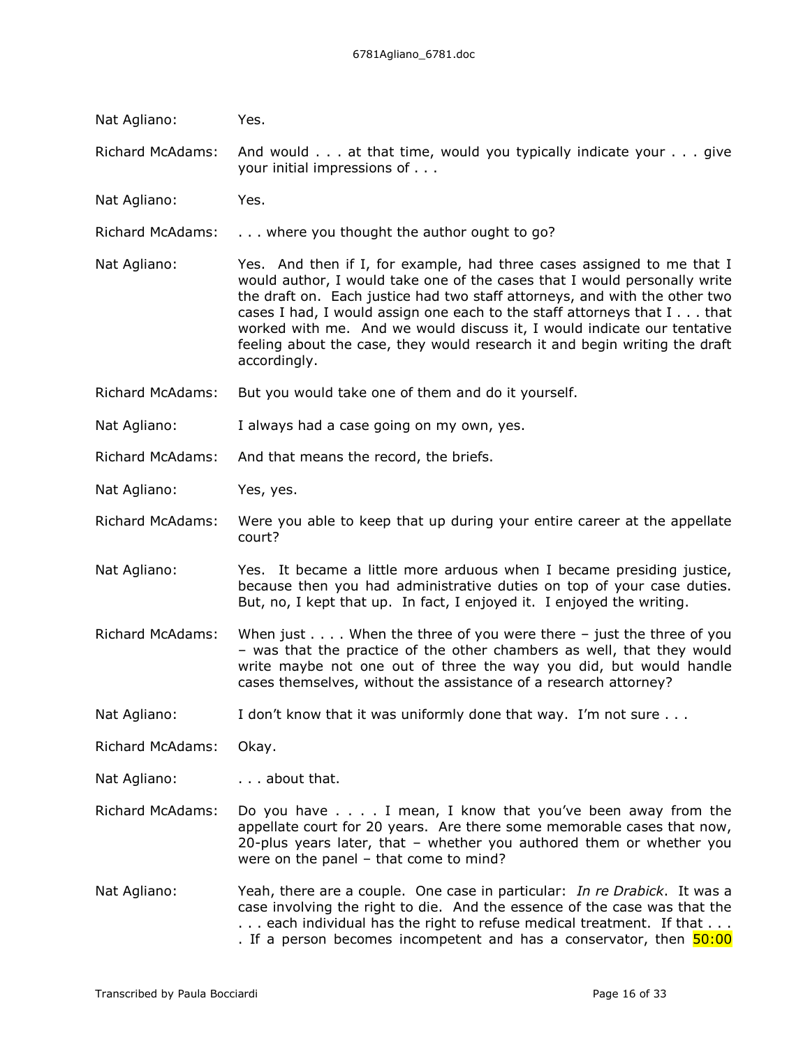Nat Agliano: Yes.

Richard McAdams: And would . . . at that time, would you typically indicate your . . . give your initial impressions of . . .

Nat Agliano: Yes.

Richard McAdams: . . . where you thought the author ought to go?

Nat Agliano: Yes. And then if I, for example, had three cases assigned to me that I would author, I would take one of the cases that I would personally write the draft on. Each justice had two staff attorneys, and with the other two cases I had, I would assign one each to the staff attorneys that I . . . that worked with me. And we would discuss it, I would indicate our tentative feeling about the case, they would research it and begin writing the draft accordingly.

Richard McAdams: But you would take one of them and do it yourself.

Nat Agliano: I always had a case going on my own, yes.

Richard McAdams: And that means the record, the briefs.

Nat Agliano: Yes, yes.

Richard McAdams: Were you able to keep that up during your entire career at the appellate court?

Nat Agliano: Yes. It became a little more arduous when I became presiding justice, because then you had administrative duties on top of your case duties. But, no, I kept that up. In fact, I enjoyed it. I enjoyed the writing.

Richard McAdams: When just . . . . When the three of you were there – just the three of you – was that the practice of the other chambers as well, that they would write maybe not one out of three the way you did, but would handle cases themselves, without the assistance of a research attorney?

Nat Agliano: I don't know that it was uniformly done that way. I'm not sure . . .

Richard McAdams: Okay.

Nat Agliano: . . . about that.

Richard McAdams: Do you have . . . . I mean, I know that you've been away from the appellate court for 20 years. Are there some memorable cases that now, 20-plus years later, that – whether you authored them or whether you were on the panel – that come to mind?

Nat Agliano: Yeah, there are a couple. One case in particular: *In re Drabick*. It was a case involving the right to die. And the essence of the case was that the . . . each individual has the right to refuse medical treatment. If that . . . . If a person becomes incompetent and has a conservator, then 50:00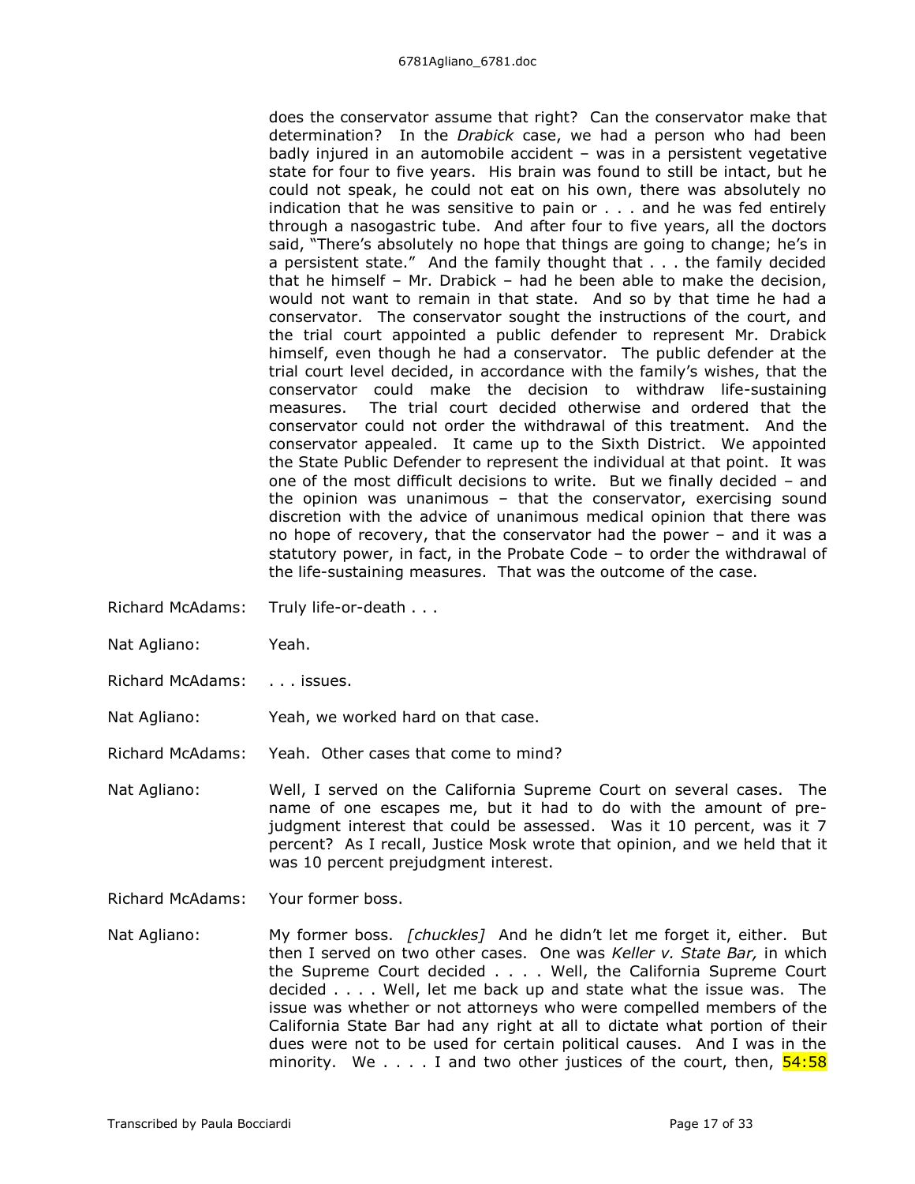does the conservator assume that right? Can the conservator make that determination? In the *Drabick* case, we had a person who had been badly injured in an automobile accident – was in a persistent vegetative state for four to five years. His brain was found to still be intact, but he could not speak, he could not eat on his own, there was absolutely no indication that he was sensitive to pain or . . . and he was fed entirely through a nasogastric tube. And after four to five years, all the doctors said, "There's absolutely no hope that things are going to change; he's in a persistent state." And the family thought that . . . the family decided that he himself – Mr. Drabick – had he been able to make the decision, would not want to remain in that state. And so by that time he had a conservator. The conservator sought the instructions of the court, and the trial court appointed a public defender to represent Mr. Drabick himself, even though he had a conservator. The public defender at the trial court level decided, in accordance with the family's wishes, that the conservator could make the decision to withdraw life-sustaining measures. The trial court decided otherwise and ordered that the conservator could not order the withdrawal of this treatment. And the conservator appealed. It came up to the Sixth District. We appointed the State Public Defender to represent the individual at that point. It was one of the most difficult decisions to write. But we finally decided – and the opinion was unanimous – that the conservator, exercising sound discretion with the advice of unanimous medical opinion that there was no hope of recovery, that the conservator had the power – and it was a statutory power, in fact, in the Probate Code – to order the withdrawal of the life-sustaining measures. That was the outcome of the case.

Richard McAdams: Truly life-or-death . . .

Nat Agliano: Yeah.

Richard McAdams: . . . issues.

Nat Agliano: Yeah, we worked hard on that case.

Richard McAdams: Yeah. Other cases that come to mind?

Nat Agliano: Well, I served on the California Supreme Court on several cases. The name of one escapes me, but it had to do with the amount of pre-judgment interest that could be assessed. Was it 10 percent, was it 7 percent? As I recall, Justice Mosk wrote that opinion, and we held that it was 10 percent prejudgment interest.

Richard McAdams: Your former boss.

Nat Agliano: My former boss. *[chuckles]* And he didn't let me forget it, either. But then I served on two other cases. One was *Keller v. State Bar,* in which the Supreme Court decided . . . . Well, the California Supreme Court decided . . . . Well, let me back up and state what the issue was. The issue was whether or not attorneys who were compelled members of the California State Bar had any right at all to dictate what portion of their dues were not to be used for certain political causes. And I was in the minority. We . . . . I and two other justices of the court, then, 54:58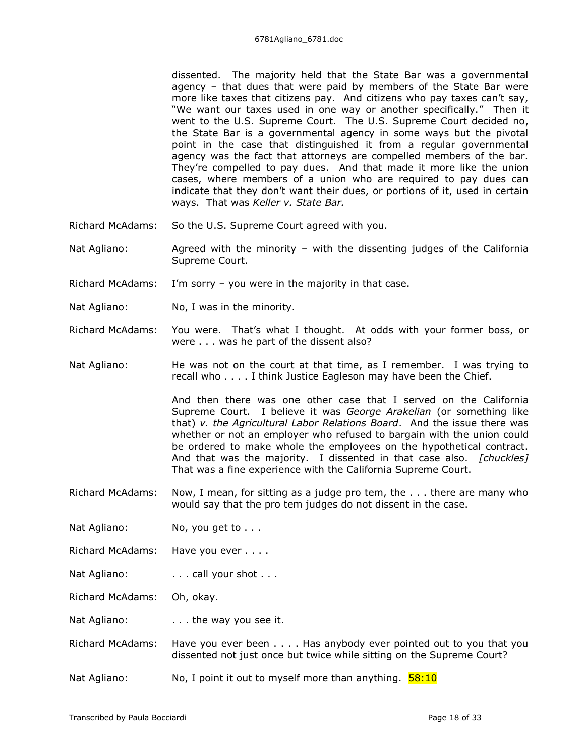dissented. The majority held that the State Bar was a governmental agency – that dues that were paid by members of the State Bar were more like taxes that citizens pay. And citizens who pay taxes can't say, "We want our taxes used in one way or another specifically." Then it went to the U.S. Supreme Court. The U.S. Supreme Court decided no, the State Bar is a governmental agency in some ways but the pivotal point in the case that distinguished it from a regular governmental agency was the fact that attorneys are compelled members of the bar. They're compelled to pay dues. And that made it more like the union cases, where members of a union who are required to pay dues can indicate that they don't want their dues, or portions of it, used in certain ways. That was *Keller v. State Bar.*

Richard McAdams: So the U.S. Supreme Court agreed with you.

Nat Agliano: Agreed with the minority – with the dissenting judges of the California Supreme Court.

Richard McAdams: I'm sorry – you were in the majority in that case.

Nat Agliano: No, I was in the minority.

Richard McAdams: You were. That's what I thought. At odds with your former boss, or were . . . was he part of the dissent also?

Nat Agliano: He was not on the court at that time, as I remember. I was trying to recall who . . . . I think Justice Eagleson may have been the Chief.

And then there was one other case that I served on the California Supreme Court. I believe it was *George Arakelian* (or something like that) *v. the Agricultural Labor Relations Board*. And the issue there was whether or not an employer who refused to bargain with the union could be ordered to make whole the employees on the hypothetical contract. And that was the majority. I dissented in that case also. *[chuckles]* That was a fine experience with the California Supreme Court.

Richard McAdams: Now, I mean, for sitting as a judge pro tem, the . . . there are many who would say that the pro tem judges do not dissent in the case.

Nat Agliano: No, you get to . . .

Richard McAdams: Have you ever . . . .

Nat Agliano: . . . call your shot . . .

Richard McAdams: Oh, okay.

Nat Agliano: . . . the way you see it.

Richard McAdams: Have you ever been . . . . Has anybody ever pointed out to you that you dissented not just once but twice while sitting on the Supreme Court?

Nat Agliano: No, I point it out to myself more than anything. 58:10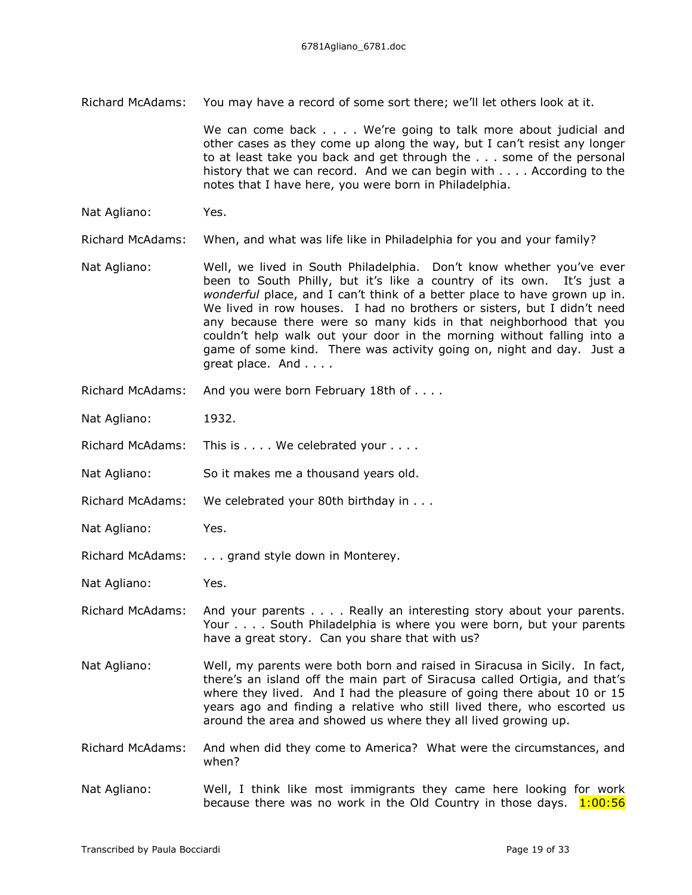Richard McAdams: You may have a record of some sort there; we'll let others look at it.

We can come back . . . . We're going to talk more about judicial and other cases as they come up along the way, but I can't resist any longer to at least take you back and get through the . . . some of the personal history that we can record. And we can begin with . . . . According to the notes that I have here, you were born in Philadelphia.

Nat Agliano: Yes.

Richard McAdams: When, and what was life like in Philadelphia for you and your family?

Nat Agliano: Well, we lived in South Philadelphia. Don't know whether you've ever been to South Philly, but it's like a country of its own. It's just a *wonderful* place, and I can't think of a better place to have grown up in. We lived in row houses. I had no brothers or sisters, but I didn't need any because there were so many kids in that neighborhood that you couldn't help walk out your door in the morning without falling into a game of some kind. There was activity going on, night and day. Just a great place. And . . . .

Richard McAdams: And you were born February 18th of . . . .

Nat Agliano: 1932.

Richard McAdams: This is . . . . We celebrated your . . . .

Nat Agliano: So it makes me a thousand years old.

Richard McAdams: We celebrated your 80th birthday in . . .

Nat Agliano: Yes.

Richard McAdams: . . . grand style down in Monterey.

Nat Agliano: Yes.

Richard McAdams: And your parents . . . . Really an interesting story about your parents. Your . . . . South Philadelphia is where you were born, but your parents have a great story. Can you share that with us?

Nat Agliano: Well, my parents were both born and raised in Siracusa in Sicily. In fact, there's an island off the main part of Siracusa called Ortigia, and that's where they lived. And I had the pleasure of going there about 10 or 15 years ago and finding a relative who still lived there, who escorted us around the area and showed us where they all lived growing up.

Richard McAdams: And when did they come to America? What were the circumstances, and when?

Nat Agliano: Well, I think like most immigrants they came here looking for work because there was no work in the Old Country in those days. 1:00:56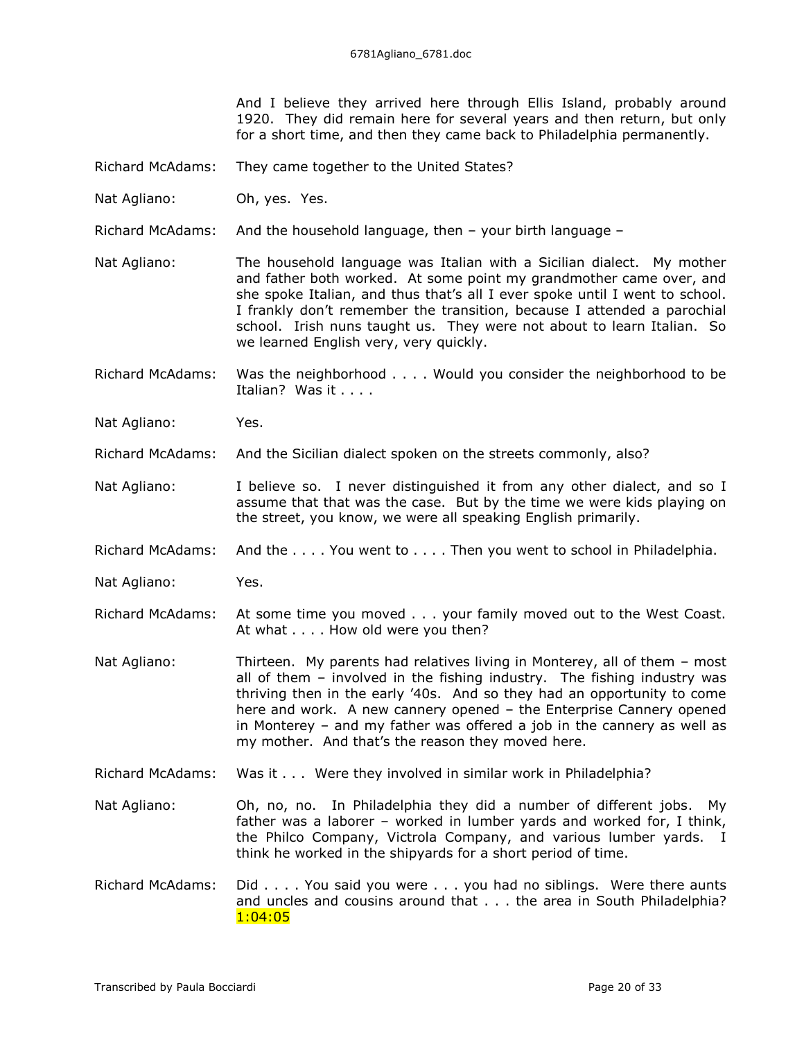And I believe they arrived here through Ellis Island, probably around 1920. They did remain here for several years and then return, but only for a short time, and then they came back to Philadelphia permanently.

Richard McAdams: They came together to the United States?

Nat Agliano: Oh, yes. Yes.

Richard McAdams: And the household language, then – your birth language –

Nat Agliano: The household language was Italian with a Sicilian dialect. My mother and father both worked. At some point my grandmother came over, and she spoke Italian, and thus that's all I ever spoke until I went to school. I frankly don't remember the transition, because I attended a parochial school. Irish nuns taught us. They were not about to learn Italian. So we learned English very, very quickly.

Richard McAdams: Was the neighborhood . . . . Would you consider the neighborhood to be Italian? Was it . . . .

Nat Agliano: Yes.

Richard McAdams: And the Sicilian dialect spoken on the streets commonly, also?

Nat Agliano: I believe so. I never distinguished it from any other dialect, and so I assume that that was the case. But by the time we were kids playing on the street, you know, we were all speaking English primarily.

Richard McAdams: And the . . . . You went to . . . . Then you went to school in Philadelphia.

Nat Agliano: Yes.

Richard McAdams: At some time you moved . . . your family moved out to the West Coast. At what . . . . How old were you then?

Nat Agliano: Thirteen. My parents had relatives living in Monterey, all of them – most all of them – involved in the fishing industry. The fishing industry was thriving then in the early '40s. And so they had an opportunity to come here and work. A new cannery opened – the Enterprise Cannery opened in Monterey – and my father was offered a job in the cannery as well as my mother. And that's the reason they moved here.

Richard McAdams: Was it . . . Were they involved in similar work in Philadelphia?

Nat Agliano: Oh, no, no. In Philadelphia they did a number of different jobs. My father was a laborer – worked in lumber yards and worked for, I think, the Philco Company, Victrola Company, and various lumber yards. I think he worked in the shipyards for a short period of time.

Richard McAdams: Did . . . . You said you were . . . you had no siblings. Were there aunts and uncles and cousins around that . . . the area in South Philadelphia? 1:04:05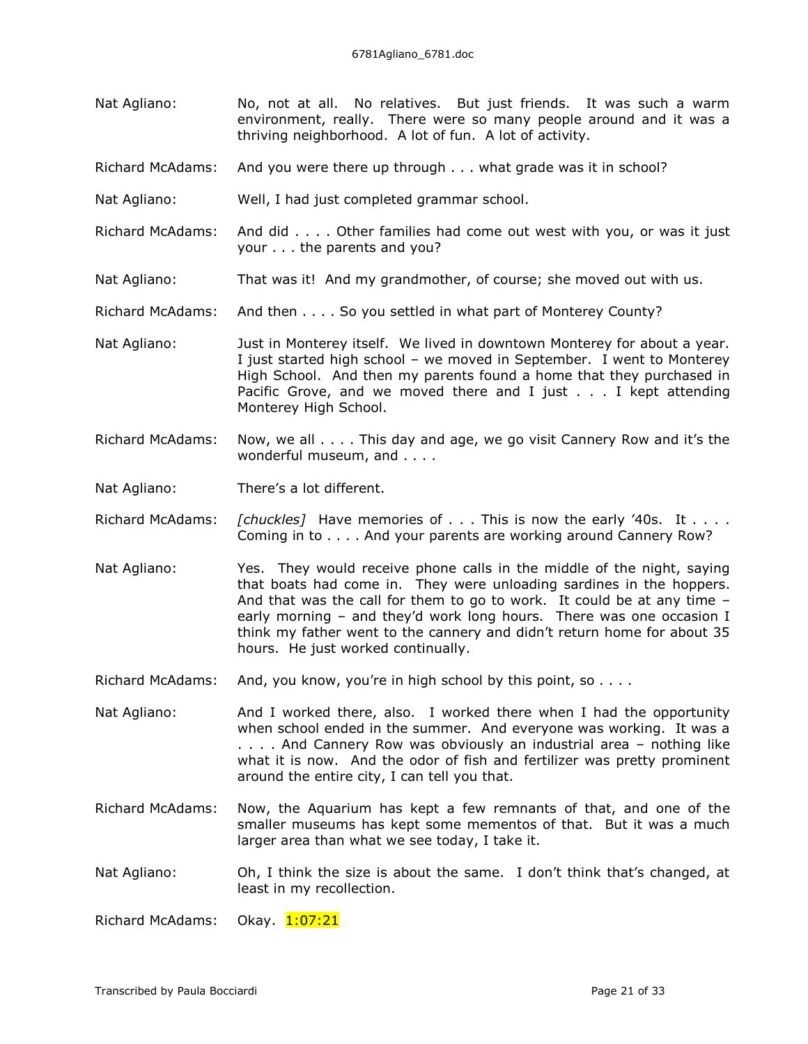Nat Agliano: No, not at all. No relatives. But just friends. It was such a warm environment, really. There were so many people around and it was a thriving neighborhood. A lot of fun. A lot of activity.

Richard McAdams: And you were there up through . . . what grade was it in school?

Nat Agliano: Well, I had just completed grammar school.

Richard McAdams: And did . . . . Other families had come out west with you, or was it just your . . . the parents and you?

Nat Agliano: That was it! And my grandmother, of course; she moved out with us.

Richard McAdams: And then . . . . So you settled in what part of Monterey County?

Nat Agliano: Just in Monterey itself. We lived in downtown Monterey for about a year. I just started high school – we moved in September. I went to Monterey High School. And then my parents found a home that they purchased in Pacific Grove, and we moved there and I just . . . I kept attending Monterey High School.

Richard McAdams: Now, we all . . . . This day and age, we go visit Cannery Row and it's the wonderful museum, and . . . .

Nat Agliano: There's a lot different.

Richard McAdams: *[chuckles]* Have memories of . . . This is now the early '40s. It . . . . Coming in to . . . . And your parents are working around Cannery Row?

Nat Agliano: Yes. They would receive phone calls in the middle of the night, saying that boats had come in. They were unloading sardines in the hoppers. And that was the call for them to go to work. It could be at any time – early morning – and they'd work long hours. There was one occasion I think my father went to the cannery and didn't return home for about 35 hours. He just worked continually.

Richard McAdams: And, you know, you're in high school by this point, so . . . .

Nat Agliano: And I worked there, also. I worked there when I had the opportunity when school ended in the summer. And everyone was working. It was a . . . . And Cannery Row was obviously an industrial area – nothing like what it is now. And the odor of fish and fertilizer was pretty prominent around the entire city, I can tell you that.

Richard McAdams: Now, the Aquarium has kept a few remnants of that, and one of the smaller museums has kept some mementos of that. But it was a much larger area than what we see today, I take it.

Nat Agliano: Oh, I think the size is about the same. I don't think that's changed, at least in my recollection.

Richard McAdams: Okay. 1:07:21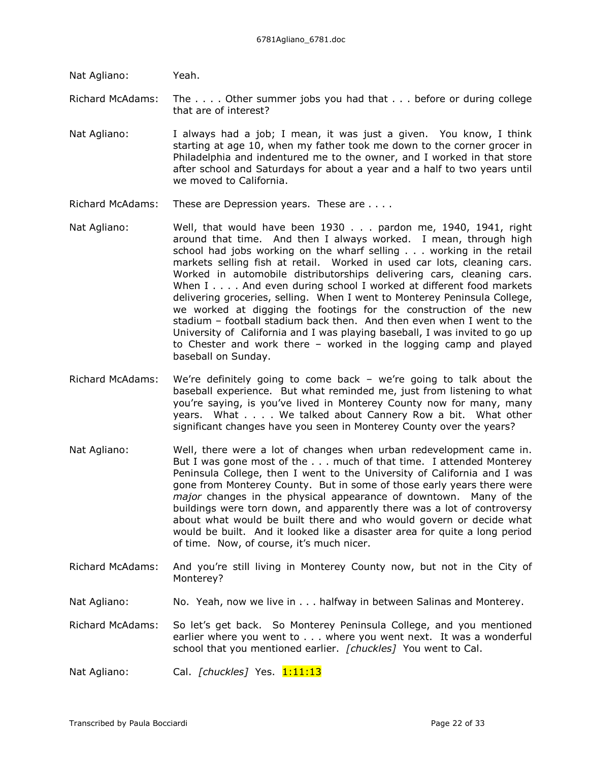Nat Agliano: Yeah.

Richard McAdams: The . . . . Other summer jobs you had that . . . before or during college that are of interest?

Nat Agliano: I always had a job; I mean, it was just a given. You know, I think starting at age 10, when my father took me down to the corner grocer in Philadelphia and indentured me to the owner, and I worked in that store after school and Saturdays for about a year and a half to two years until we moved to California.

Richard McAdams: These are Depression years. These are . . . .

Nat Agliano: Well, that would have been 1930 . . . pardon me, 1940, 1941, right around that time. And then I always worked. I mean, through high school had jobs working on the wharf selling . . . working in the retail markets selling fish at retail. Worked in used car lots, cleaning cars. Worked in automobile distributorships delivering cars, cleaning cars. When I . . . . And even during school I worked at different food markets delivering groceries, selling. When I went to Monterey Peninsula College, we worked at digging the footings for the construction of the new stadium – football stadium back then. And then even when I went to the University of California and I was playing baseball, I was invited to go up to Chester and work there – worked in the logging camp and played baseball on Sunday.

Richard McAdams: We're definitely going to come back – we're going to talk about the baseball experience. But what reminded me, just from listening to what you're saying, is you've lived in Monterey County now for many, many years. What . . . . We talked about Cannery Row a bit. What other significant changes have you seen in Monterey County over the years?

Nat Agliano: Well, there were a lot of changes when urban redevelopment came in. But I was gone most of the . . . much of that time. I attended Monterey Peninsula College, then I went to the University of California and I was gone from Monterey County. But in some of those early years there were *major* changes in the physical appearance of downtown. Many of the buildings were torn down, and apparently there was a lot of controversy about what would be built there and who would govern or decide what would be built. And it looked like a disaster area for quite a long period of time. Now, of course, it's much nicer.

Richard McAdams: And you're still living in Monterey County now, but not in the City of Monterey?

Nat Agliano: No. Yeah, now we live in . . . halfway in between Salinas and Monterey.

Richard McAdams: So let's get back. So Monterey Peninsula College, and you mentioned earlier where you went to . . . where you went next. It was a wonderful school that you mentioned earlier. *[chuckles]* You went to Cal.

Nat Agliano: Cal. *[chuckles]* Yes. 1:11:13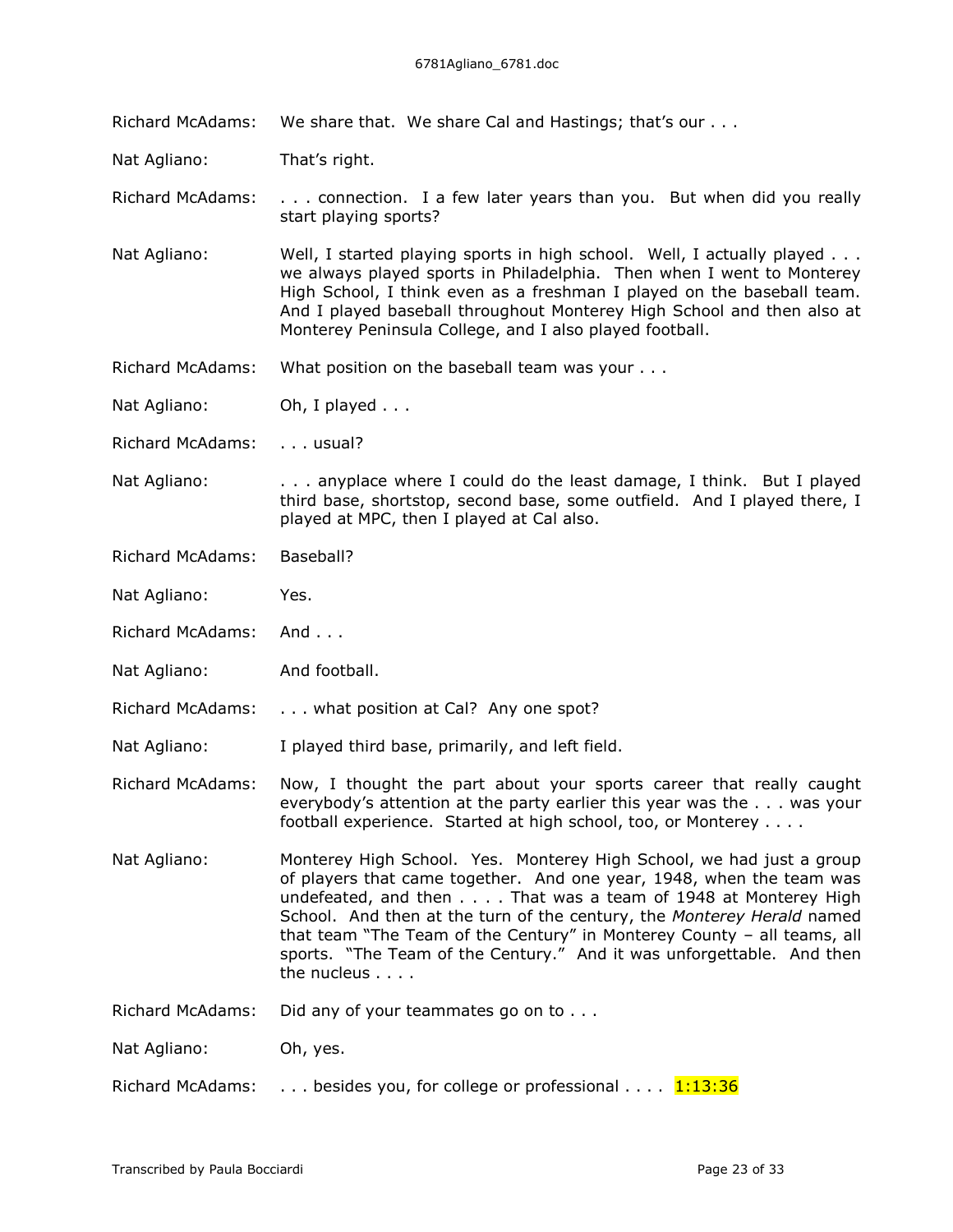Richard McAdams: We share that. We share Cal and Hastings; that's our . . .

Nat Agliano: That's right.

Richard McAdams: . . . connection. I a few later years than you. But when did you really start playing sports?

Nat Agliano: Well, I started playing sports in high school. Well, I actually played . . . we always played sports in Philadelphia. Then when I went to Monterey High School, I think even as a freshman I played on the baseball team. And I played baseball throughout Monterey High School and then also at Monterey Peninsula College, and I also played football.

Richard McAdams: What position on the baseball team was your . . .

Nat Agliano: Oh, I played . . .

Richard McAdams: . . . usual?

Nat Agliano: . . . anyplace where I could do the least damage, I think. But I played third base, shortstop, second base, some outfield. And I played there, I played at MPC, then I played at Cal also.

Richard McAdams: Baseball?

Nat Agliano: Yes.

Richard McAdams: And . . .

Nat Agliano: And football.

Richard McAdams: . . . what position at Cal? Any one spot?

Nat Agliano: I played third base, primarily, and left field.

Richard McAdams: Now, I thought the part about your sports career that really caught everybody's attention at the party earlier this year was the . . . was your football experience. Started at high school, too, or Monterey . . . .

Nat Agliano: Monterey High School. Yes. Monterey High School, we had just a group of players that came together. And one year, 1948, when the team was undefeated, and then . . . . That was a team of 1948 at Monterey High School. And then at the turn of the century, the *Monterey Herald* named that team "The Team of the Century" in Monterey County – all teams, all sports. "The Team of the Century." And it was unforgettable. And then the nucleus . . . .

Richard McAdams: Did any of your teammates go on to . . .

Nat Agliano: Oh, yes.

Richard McAdams: . . . besides you, for college or professional . . . . 1:13:36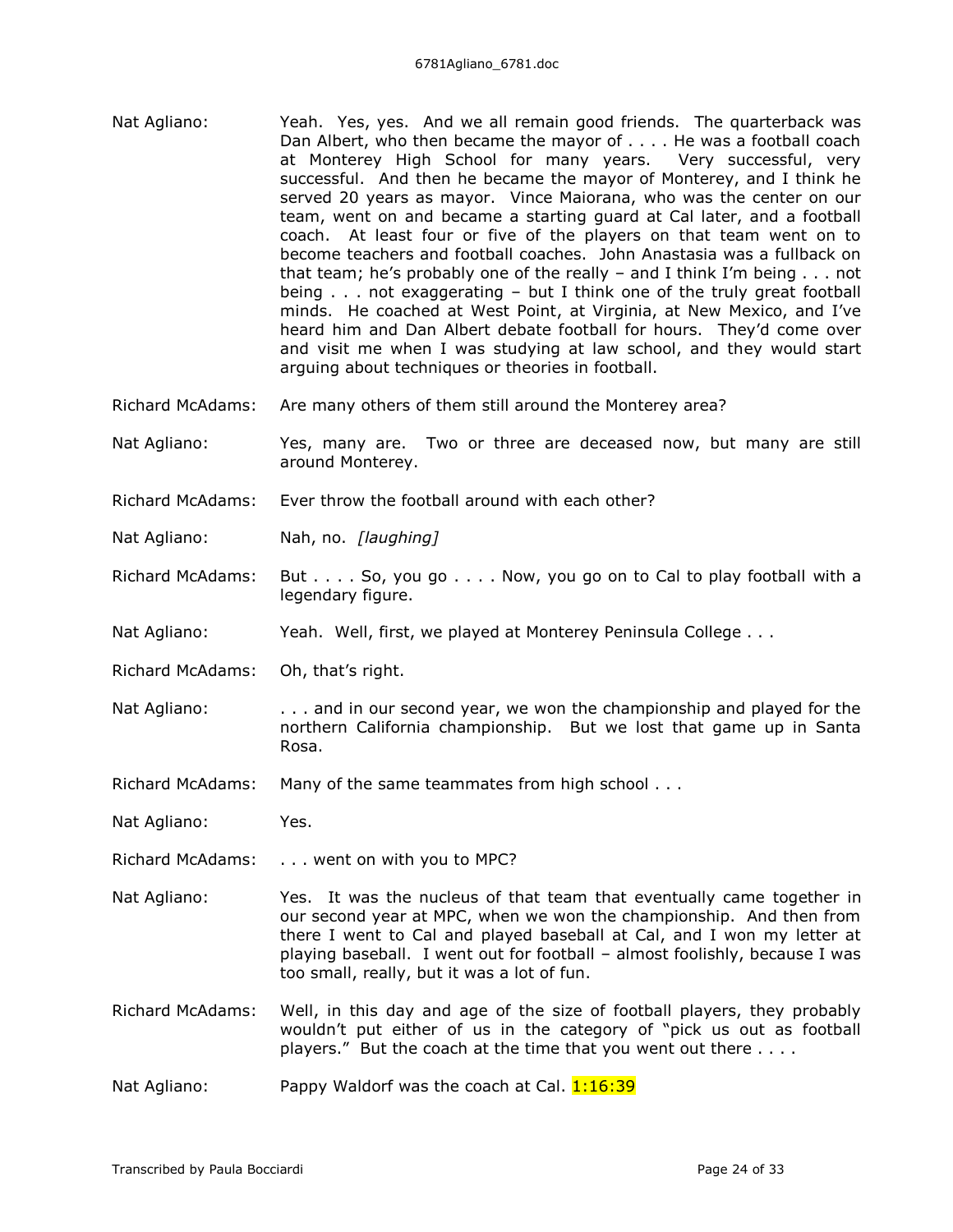Nat Agliano: Yeah. Yes, yes. And we all remain good friends. The quarterback was Dan Albert, who then became the mayor of . . . . He was a football coach at Monterey High School for many years. Very successful, very successful. And then he became the mayor of Monterey, and I think he served 20 years as mayor. Vince Maiorana, who was the center on our team, went on and became a starting guard at Cal later, and a football coach. At least four or five of the players on that team went on to become teachers and football coaches. John Anastasia was a fullback on that team; he's probably one of the really – and I think I'm being . . . not being . . . not exaggerating – but I think one of the truly great football minds. He coached at West Point, at Virginia, at New Mexico, and I've heard him and Dan Albert debate football for hours. They'd come over and visit me when I was studying at law school, and they would start arguing about techniques or theories in football.

Richard McAdams: Are many others of them still around the Monterey area?

Nat Agliano: Yes, many are. Two or three are deceased now, but many are still around Monterey.

Richard McAdams: Ever throw the football around with each other?

Nat Agliano: Nah, no. *[laughing]*

Richard McAdams: But . . . . So, you go . . . . Now, you go on to Cal to play football with a legendary figure.

Nat Agliano: Yeah. Well, first, we played at Monterey Peninsula College . . .

Richard McAdams: Oh, that's right.

Nat Agliano: . . . and in our second year, we won the championship and played for the northern California championship. But we lost that game up in Santa Rosa.

Richard McAdams: Many of the same teammates from high school . . .

Nat Agliano: Yes.

Richard McAdams: . . . went on with you to MPC?

Nat Agliano: Yes. It was the nucleus of that team that eventually came together in our second year at MPC, when we won the championship. And then from there I went to Cal and played baseball at Cal, and I won my letter at playing baseball. I went out for football – almost foolishly, because I was too small, really, but it was a lot of fun.

Richard McAdams: Well, in this day and age of the size of football players, they probably wouldn't put either of us in the category of "pick us out as football players." But the coach at the time that you went out there . . . .

Nat Agliano: Pappy Waldorf was the coach at Cal. 1:16:39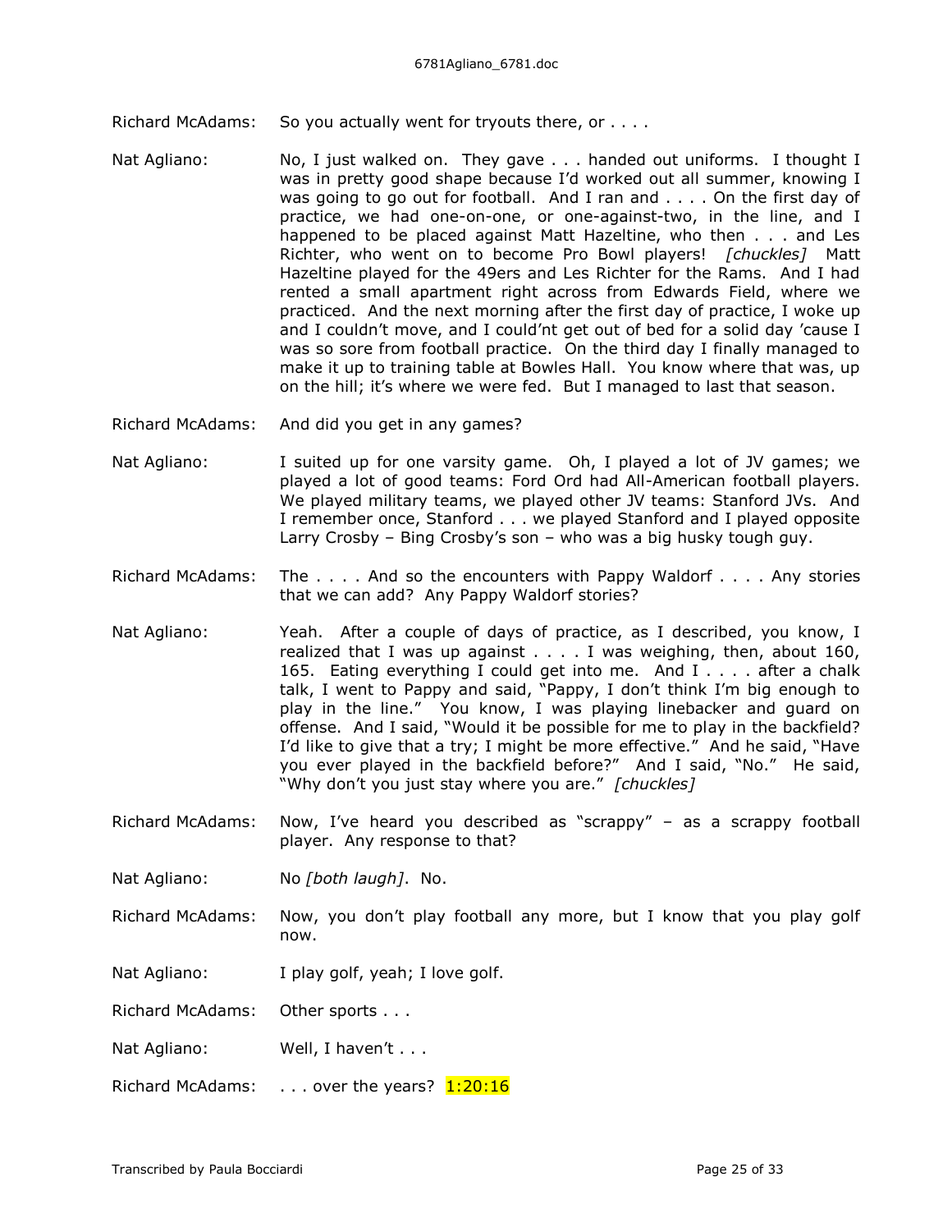Richard McAdams: So you actually went for tryouts there, or . . . .

Nat Agliano: No, I just walked on. They gave . . . handed out uniforms. I thought I was in pretty good shape because I'd worked out all summer, knowing I was going to go out for football. And I ran and . . . . On the first day of practice, we had one-on-one, or one-against-two, in the line, and I happened to be placed against Matt Hazeltine, who then . . . and Les Richter, who went on to become Pro Bowl players! *[chuckles]* Matt Hazeltine played for the 49ers and Les Richter for the Rams. And I had rented a small apartment right across from Edwards Field, where we practiced. And the next morning after the first day of practice, I woke up and I couldn't move, and I could'nt get out of bed for a solid day 'cause I was so sore from football practice. On the third day I finally managed to make it up to training table at Bowles Hall. You know where that was, up on the hill; it's where we were fed. But I managed to last that season.

Richard McAdams: And did you get in any games?

Nat Agliano: I suited up for one varsity game. Oh, I played a lot of JV games; we played a lot of good teams: Ford Ord had All-American football players. We played military teams, we played other JV teams: Stanford JVs. And I remember once, Stanford . . . we played Stanford and I played opposite Larry Crosby – Bing Crosby's son – who was a big husky tough guy.

Richard McAdams: The . . . . And so the encounters with Pappy Waldorf . . . . Any stories that we can add? Any Pappy Waldorf stories?

Nat Agliano: Yeah. After a couple of days of practice, as I described, you know, I realized that I was up against . . . . I was weighing, then, about 160, 165. Eating everything I could get into me. And I . . . . after a chalk talk, I went to Pappy and said, "Pappy, I don't think I'm big enough to play in the line." You know, I was playing linebacker and guard on offense. And I said, "Would it be possible for me to play in the backfield? I'd like to give that a try; I might be more effective." And he said, "Have you ever played in the backfield before?" And I said, "No." He said, "Why don't you just stay where you are." *[chuckles]*

Richard McAdams: Now, I've heard you described as "scrappy" – as a scrappy football player. Any response to that?

Nat Agliano: No *[both laugh]*. No.

Richard McAdams: Now, you don't play football any more, but I know that you play golf now.

Nat Agliano: I play golf, yeah; I love golf.

Richard McAdams: Other sports . . .

Nat Agliano: Well, I haven't . . .

Richard McAdams: . . . over the years? 1:20:16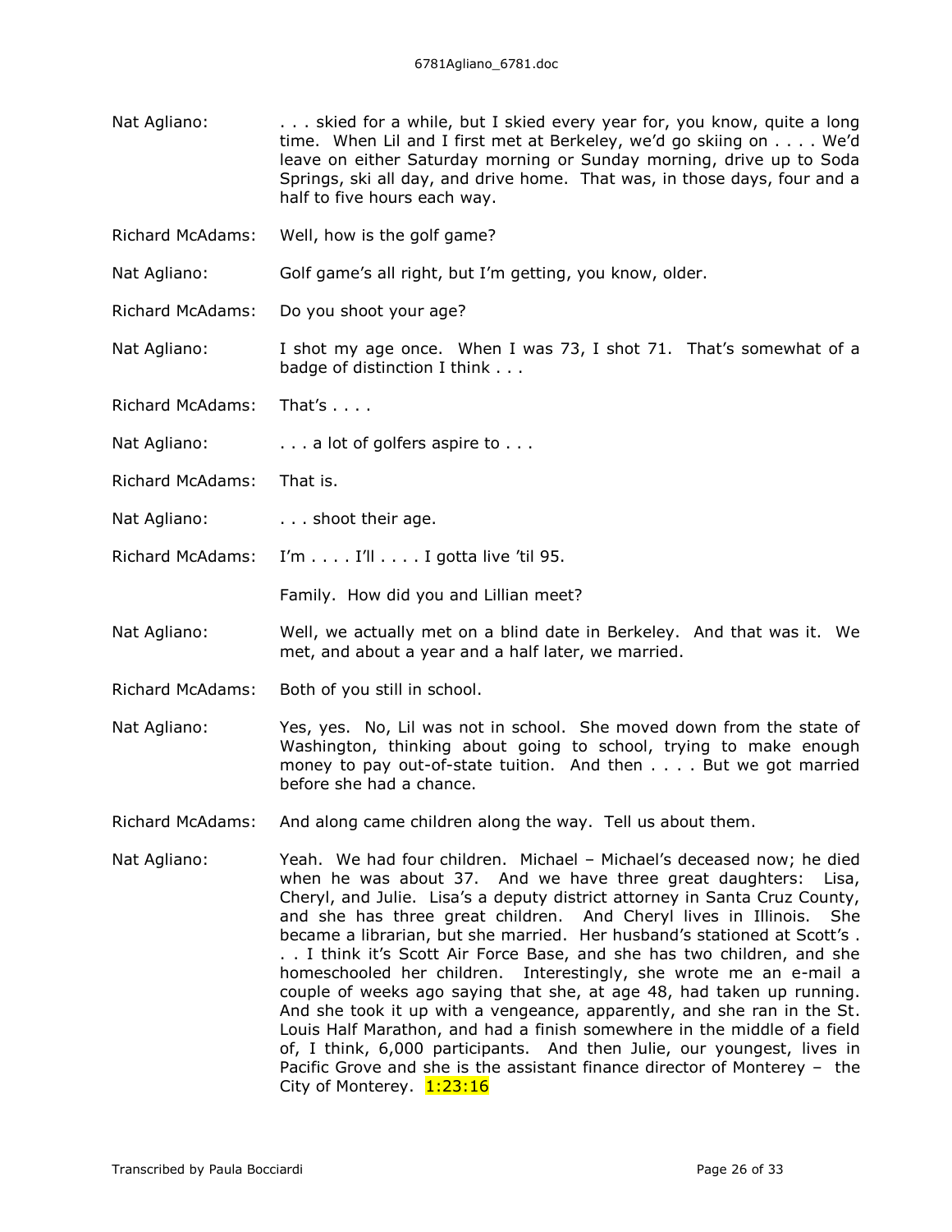Nat Agliano: . . . skied for a while, but I skied every year for, you know, quite a long time. When Lil and I first met at Berkeley, we'd go skiing on . . . . We'd leave on either Saturday morning or Sunday morning, drive up to Soda Springs, ski all day, and drive home. That was, in those days, four and a half to five hours each way.

Richard McAdams: Well, how is the golf game?

Nat Agliano: Golf game's all right, but I'm getting, you know, older.

Richard McAdams: Do you shoot your age?

Nat Agliano: I shot my age once. When I was 73, I shot 71. That's somewhat of a badge of distinction I think . . .

Richard McAdams: That's . . . .

Nat Agliano: . . . a lot of golfers aspire to . . .

Richard McAdams: That is.

Nat Agliano: . . . shoot their age.

Richard McAdams: I'm . . . . I'll . . . . I gotta live 'til 95.

Family. How did you and Lillian meet?

Nat Agliano: Well, we actually met on a blind date in Berkeley. And that was it. We met, and about a year and a half later, we married.

Richard McAdams: Both of you still in school.

Nat Agliano: Yes, yes. No, Lil was not in school. She moved down from the state of Washington, thinking about going to school, trying to make enough money to pay out-of-state tuition. And then . . . . But we got married before she had a chance.

Richard McAdams: And along came children along the way. Tell us about them.

Nat Agliano: Yeah. We had four children. Michael – Michael's deceased now; he died when he was about 37. And we have three great daughters: Lisa, Cheryl, and Julie. Lisa's a deputy district attorney in Santa Cruz County, and she has three great children. And Cheryl lives in Illinois. She became a librarian, but she married. Her husband's stationed at Scott's . . . I think it's Scott Air Force Base, and she has two children, and she homeschooled her children. Interestingly, she wrote me an e-mail a couple of weeks ago saying that she, at age 48, had taken up running. And she took it up with a vengeance, apparently, and she ran in the St. Louis Half Marathon, and had a finish somewhere in the middle of a field of, I think, 6,000 participants. And then Julie, our youngest, lives in Pacific Grove and she is the assistant finance director of Monterey – the City of Monterey. 1:23:16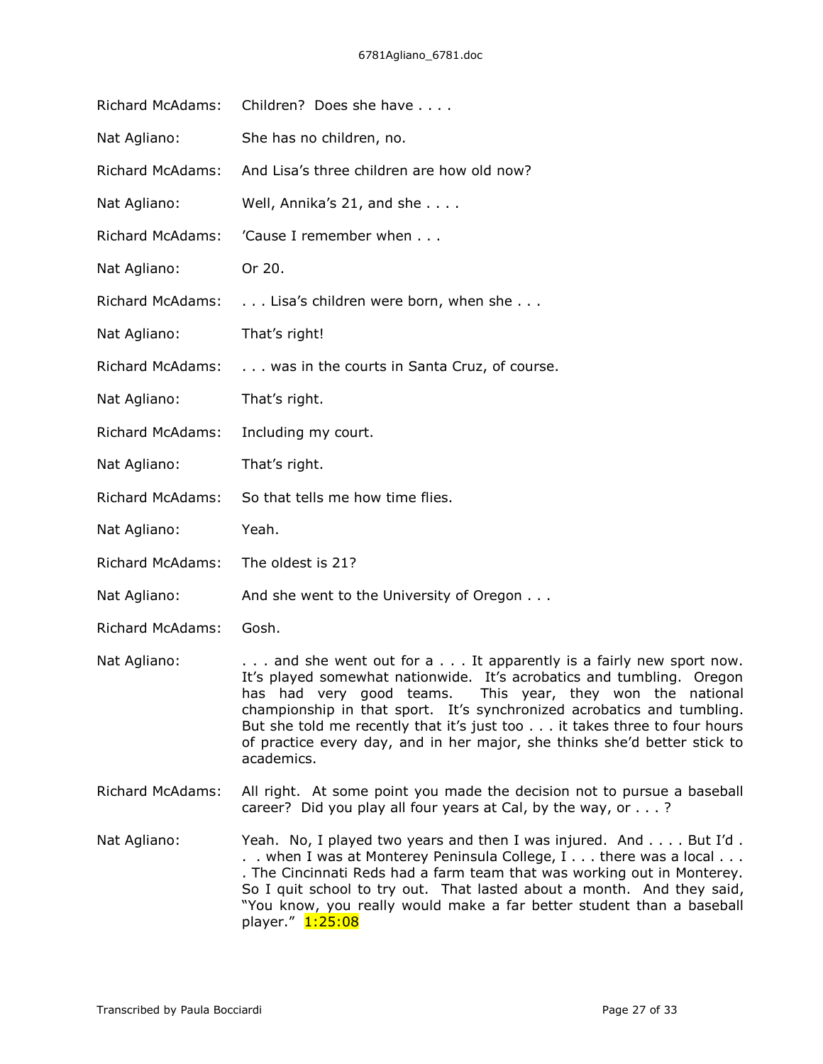Richard McAdams: Children? Does she have . . . .

Nat Agliano: She has no children, no.

Richard McAdams: And Lisa's three children are how old now?

Nat Agliano: Well, Annika's 21, and she . . . .

Richard McAdams: 'Cause I remember when . . .

Nat Agliano: Or 20.

Richard McAdams: . . . Lisa's children were born, when she . . .

Nat Agliano: That's right!

Richard McAdams: . . . was in the courts in Santa Cruz, of course.

Nat Agliano: That's right.

Richard McAdams: Including my court.

Nat Agliano: That's right.

Richard McAdams: So that tells me how time flies.

Nat Agliano: Yeah.

Richard McAdams: The oldest is 21?

Nat Agliano: And she went to the University of Oregon . . .

Richard McAdams: Gosh.

Nat Agliano: . . . and she went out for a . . . It apparently is a fairly new sport now. It's played somewhat nationwide. It's acrobatics and tumbling. Oregon has had very good teams. This year, they won the national championship in that sport. It's synchronized acrobatics and tumbling. But she told me recently that it's just too . . . it takes three to four hours of practice every day, and in her major, she thinks she'd better stick to academics.

Richard McAdams: All right. At some point you made the decision not to pursue a baseball career? Did you play all four years at Cal, by the way, or . . . ?

Nat Agliano: Yeah. No, I played two years and then I was injured. And . . . . But I'd . . . when I was at Monterey Peninsula College, I . . . there was a local . . . . The Cincinnati Reds had a farm team that was working out in Monterey. So I quit school to try out. That lasted about a month. And they said, "You know, you really would make a far better student than a baseball player." 1:25:08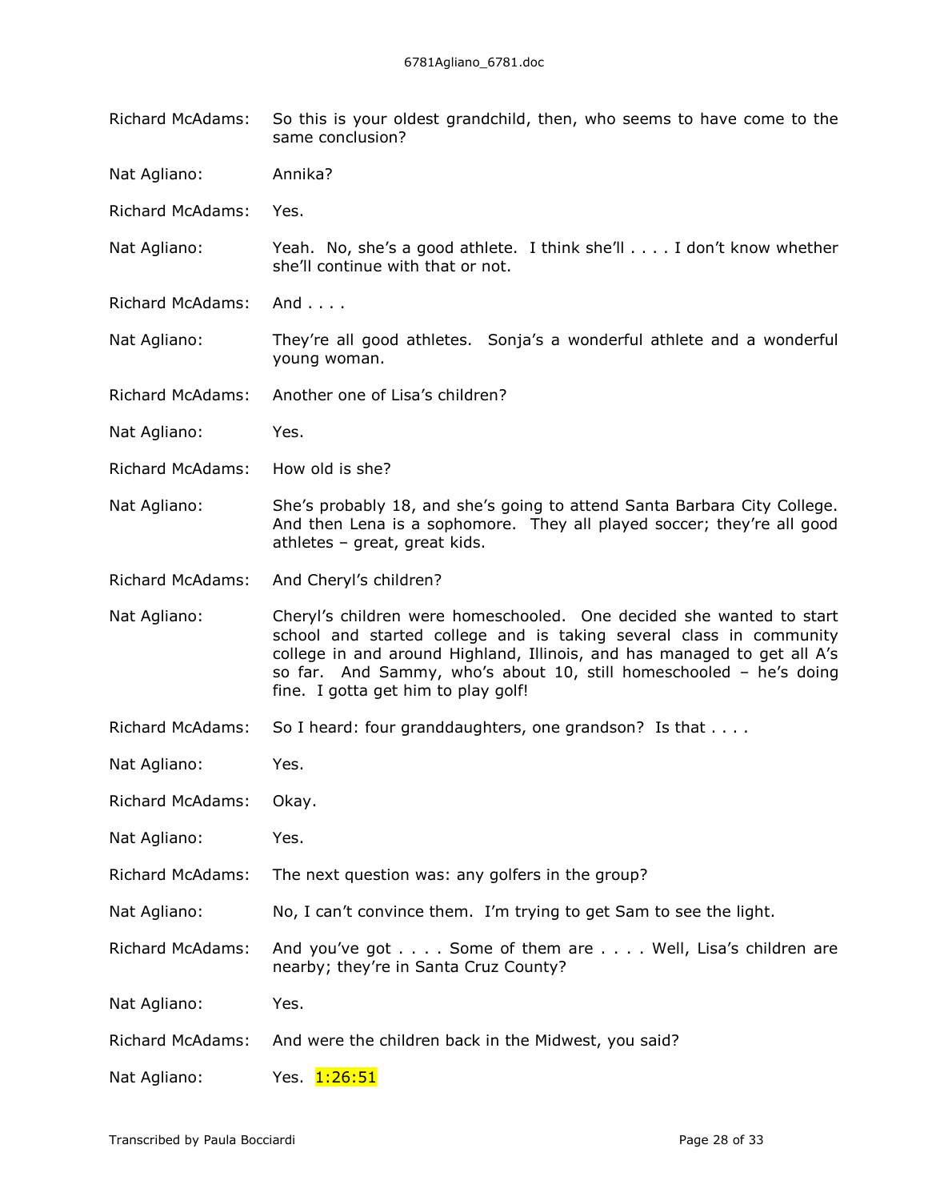Richard McAdams: So this is your oldest grandchild, then, who seems to have come to the same conclusion?

Nat Agliano: Annika?

Richard McAdams: Yes.

Nat Agliano: Yeah. No, she's a good athlete. I think she'll . . . . I don't know whether she'll continue with that or not.

Richard McAdams: And . . . .

Nat Agliano: They're all good athletes. Sonja's a wonderful athlete and a wonderful young woman.

Richard McAdams: Another one of Lisa's children?

Nat Agliano: Yes.

Richard McAdams: How old is she?

Nat Agliano: She's probably 18, and she's going to attend Santa Barbara City College. And then Lena is a sophomore. They all played soccer; they're all good athletes – great, great kids.

Richard McAdams: And Cheryl's children?

Nat Agliano: Cheryl's children were homeschooled. One decided she wanted to start school and started college and is taking several class in community college in and around Highland, Illinois, and has managed to get all A's so far. And Sammy, who's about 10, still homeschooled – he's doing fine. I gotta get him to play golf!

Richard McAdams: So I heard: four granddaughters, one grandson? Is that . . . .

Nat Agliano: Yes.

Richard McAdams: Okay.

Nat Agliano: Yes.

Richard McAdams: The next question was: any golfers in the group?

Nat Agliano: No, I can't convince them. I'm trying to get Sam to see the light.

Richard McAdams: And you've got . . . . Some of them are . . . . Well, Lisa's children are nearby; they're in Santa Cruz County?

Nat Agliano: Yes.

Richard McAdams: And were the children back in the Midwest, you said?

Nat Agliano: Yes. 1:26:51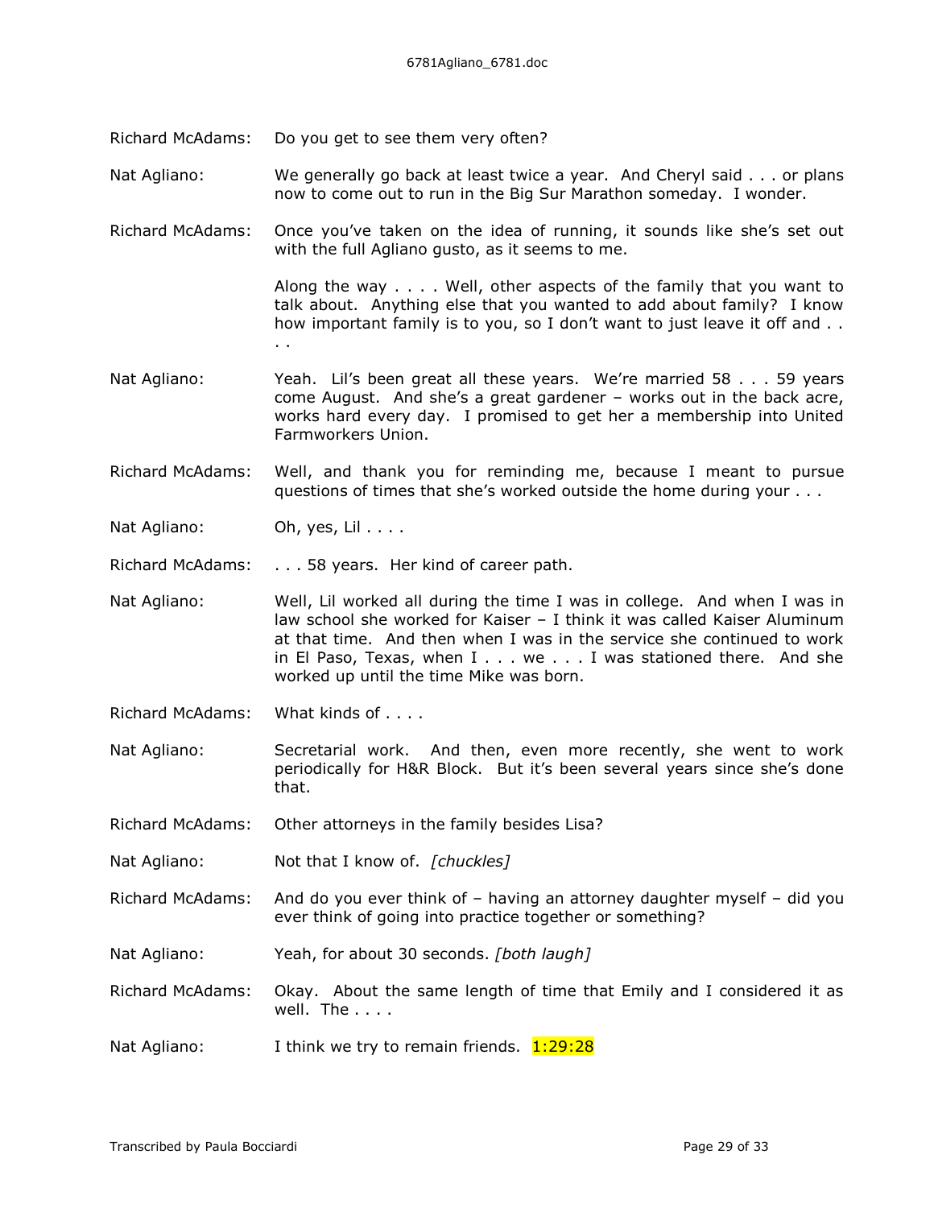Richard McAdams: Do you get to see them very often?

Nat Agliano: We generally go back at least twice a year. And Cheryl said . . . or plans now to come out to run in the Big Sur Marathon someday. I wonder.

Richard McAdams: Once you've taken on the idea of running, it sounds like she's set out with the full Agliano gusto, as it seems to me.

Along the way . . . . Well, other aspects of the family that you want to talk about. Anything else that you wanted to add about family? I know how important family is to you, so I don't want to just leave it off and . . . .

Nat Agliano: Yeah. Lil's been great all these years. We're married 58 . . . 59 years come August. And she's a great gardener – works out in the back acre, works hard every day. I promised to get her a membership into United Farmworkers Union.

Richard McAdams: Well, and thank you for reminding me, because I meant to pursue questions of times that she's worked outside the home during your . . .

Nat Agliano: Oh, yes, Lil . . . .

Richard McAdams: . . . 58 years. Her kind of career path.

Nat Agliano: Well, Lil worked all during the time I was in college. And when I was in law school she worked for Kaiser – I think it was called Kaiser Aluminum at that time. And then when I was in the service she continued to work in El Paso, Texas, when I . . . we . . . I was stationed there. And she worked up until the time Mike was born.

Richard McAdams: What kinds of . . . .

Nat Agliano: Secretarial work. And then, even more recently, she went to work periodically for H&R Block. But it's been several years since she's done that.

Richard McAdams: Other attorneys in the family besides Lisa?

Nat Agliano: Not that I know of. *[chuckles]*

Richard McAdams: And do you ever think of – having an attorney daughter myself – did you ever think of going into practice together or something?

Nat Agliano: Yeah, for about 30 seconds. *[both laugh]*

Richard McAdams: Okay. About the same length of time that Emily and I considered it as well. The . . . .

Nat Agliano: I think we try to remain friends. 1:29:28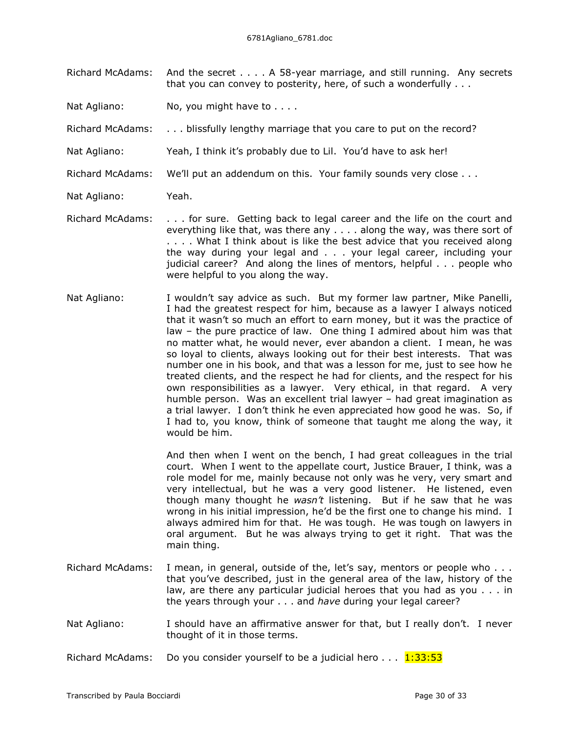Richard McAdams: And the secret . . . . A 58-year marriage, and still running. Any secrets that you can convey to posterity, here, of such a wonderfully . . .

Nat Agliano: No, you might have to . . . .

Richard McAdams: . . . blissfully lengthy marriage that you care to put on the record?

Nat Agliano: Yeah, I think it's probably due to Lil. You'd have to ask her!

Richard McAdams: We'll put an addendum on this. Your family sounds very close . . .

Nat Agliano: Yeah.

Richard McAdams: . . . for sure. Getting back to legal career and the life on the court and everything like that, was there any . . . . along the way, was there sort of . . . . What I think about is like the best advice that you received along the way during your legal and . . . your legal career, including your judicial career? And along the lines of mentors, helpful . . . people who were helpful to you along the way.

Nat Agliano: I wouldn't say advice as such. But my former law partner, Mike Panelli, I had the greatest respect for him, because as a lawyer I always noticed that it wasn't so much an effort to earn money, but it was the practice of law – the pure practice of law. One thing I admired about him was that no matter what, he would never, ever abandon a client. I mean, he was so loyal to clients, always looking out for their best interests. That was number one in his book, and that was a lesson for me, just to see how he treated clients, and the respect he had for clients, and the respect for his own responsibilities as a lawyer. Very ethical, in that regard. A very humble person. Was an excellent trial lawyer – had great imagination as a trial lawyer. I don't think he even appreciated how good he was. So, if I had to, you know, think of someone that taught me along the way, it would be him.

And then when I went on the bench, I had great colleagues in the trial court. When I went to the appellate court, Justice Brauer, I think, was a role model for me, mainly because not only was he very, very smart and very intellectual, but he was a very good listener. He listened, even though many thought he *wasn't* listening. But if he saw that he was wrong in his initial impression, he'd be the first one to change his mind. I always admired him for that. He was tough. He was tough on lawyers in oral argument. But he was always trying to get it right. That was the main thing.

Richard McAdams: I mean, in general, outside of the, let's say, mentors or people who . . . that you've described, just in the general area of the law, history of the law, are there any particular judicial heroes that you had as you . . . in the years through your . . . and *have* during your legal career?

Nat Agliano: I should have an affirmative answer for that, but I really don't. I never thought of it in those terms.

Richard McAdams: Do you consider yourself to be a judicial hero . . . 1:33:53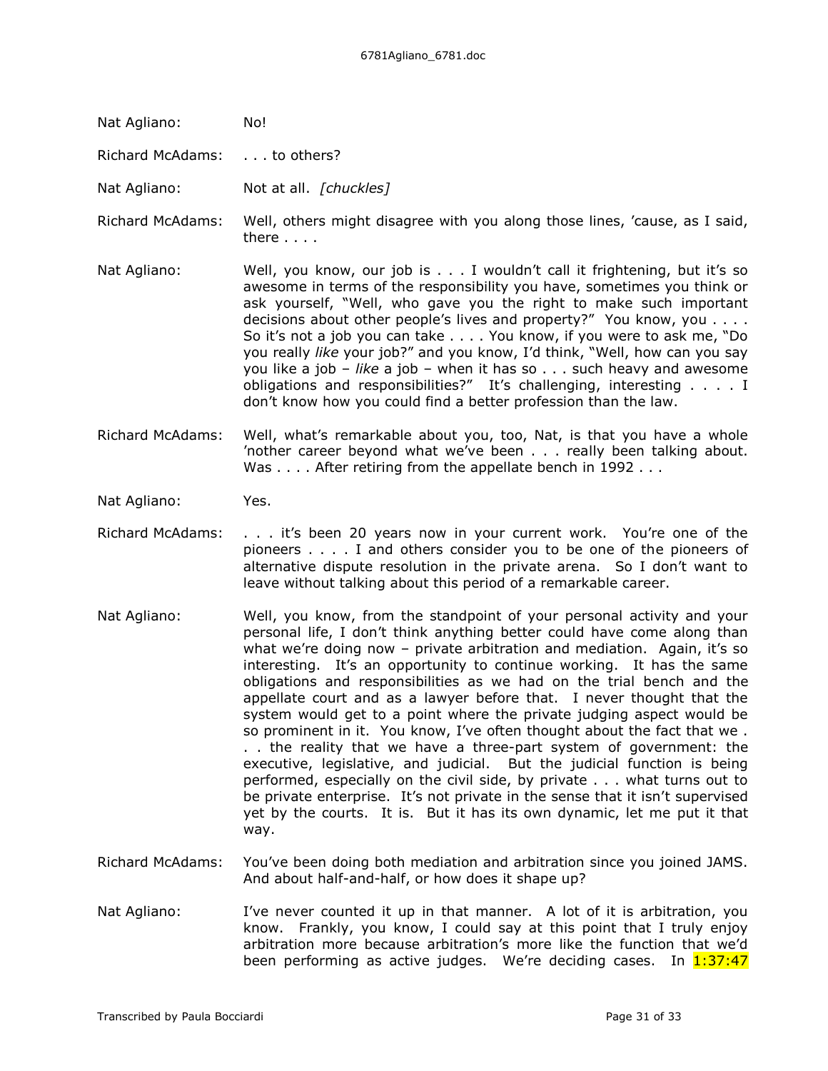Nat Agliano: No!

Richard McAdams: . . . to others?

Nat Agliano: Not at all. *[chuckles]*

Richard McAdams: Well, others might disagree with you along those lines, 'cause, as I said, there . . . .

Nat Agliano: Well, you know, our job is . . . I wouldn't call it frightening, but it's so awesome in terms of the responsibility you have, sometimes you think or ask yourself, "Well, who gave you the right to make such important decisions about other people's lives and property?" You know, you . . . . So it's not a job you can take . . . . You know, if you were to ask me, "Do you really *like* your job?" and you know, I'd think, "Well, how can you say you like a job – *like* a job – when it has so . . . such heavy and awesome obligations and responsibilities?" It's challenging, interesting . . . . I don't know how you could find a better profession than the law.

Richard McAdams: Well, what's remarkable about you, too, Nat, is that you have a whole 'nother career beyond what we've been . . . really been talking about. Was . . . . After retiring from the appellate bench in 1992 . . .

Nat Agliano: Yes.

Richard McAdams: . . . it's been 20 years now in your current work. You're one of the pioneers . . . . I and others consider you to be one of the pioneers of alternative dispute resolution in the private arena. So I don't want to leave without talking about this period of a remarkable career.

Nat Agliano: Well, you know, from the standpoint of your personal activity and your personal life, I don't think anything better could have come along than what we're doing now – private arbitration and mediation. Again, it's so interesting. It's an opportunity to continue working. It has the same obligations and responsibilities as we had on the trial bench and the appellate court and as a lawyer before that. I never thought that the system would get to a point where the private judging aspect would be so prominent in it. You know, I've often thought about the fact that we . . . the reality that we have a three-part system of government: the executive, legislative, and judicial. But the judicial function is being performed, especially on the civil side, by private . . . what turns out to be private enterprise. It's not private in the sense that it isn't supervised yet by the courts. It is. But it has its own dynamic, let me put it that way.

Richard McAdams: You've been doing both mediation and arbitration since you joined JAMS. And about half-and-half, or how does it shape up?

Nat Agliano: I've never counted it up in that manner. A lot of it is arbitration, you know. Frankly, you know, I could say at this point that I truly enjoy arbitration more because arbitration's more like the function that we'd been performing as active judges. We're deciding cases. In 1:37:47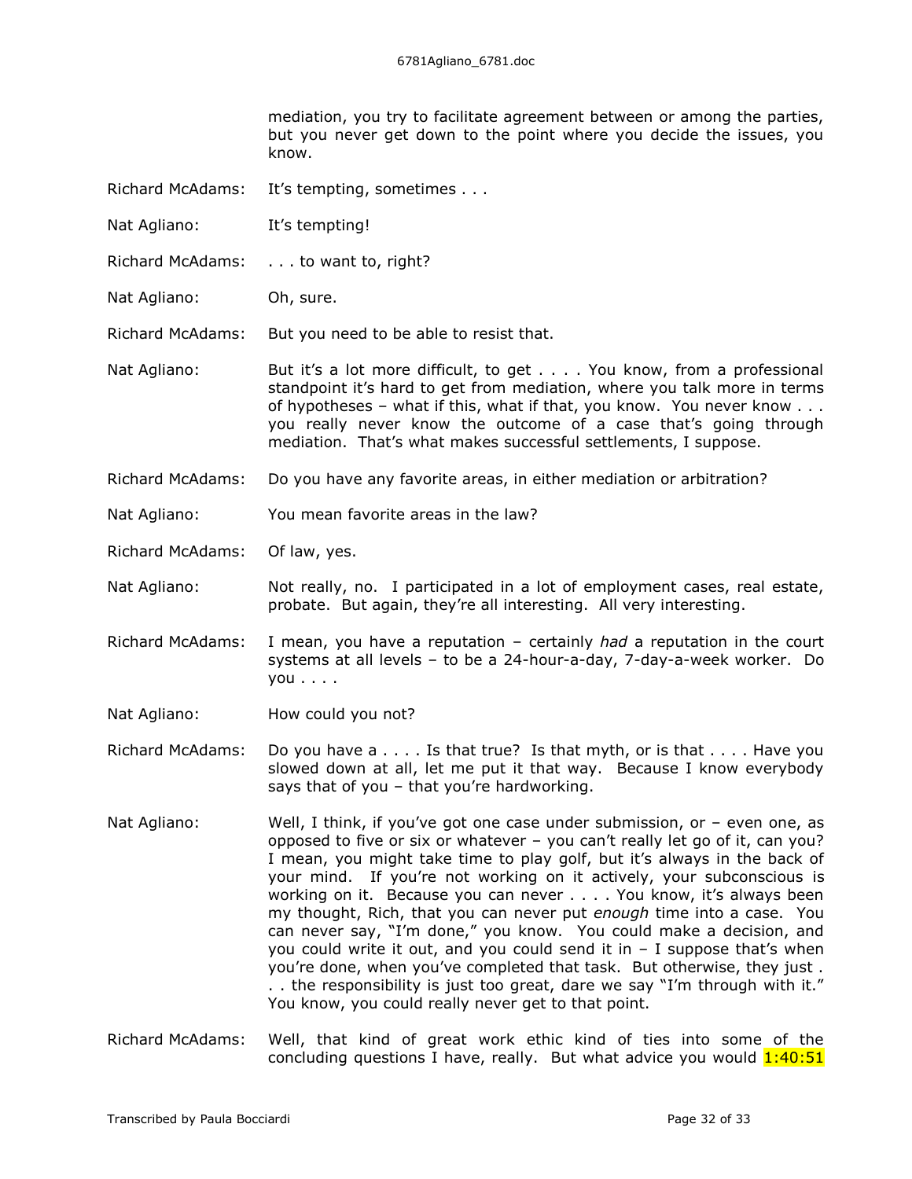mediation, you try to facilitate agreement between or among the parties, but you never get down to the point where you decide the issues, you know.

Richard McAdams: It's tempting, sometimes . . .

Nat Agliano: It's tempting!

Richard McAdams: . . . to want to, right?

Nat Agliano: Oh, sure.

Richard McAdams: But you need to be able to resist that.

Nat Agliano: But it's a lot more difficult, to get . . . . You know, from a professional standpoint it's hard to get from mediation, where you talk more in terms of hypotheses – what if this, what if that, you know. You never know . . . you really never know the outcome of a case that's going through mediation. That's what makes successful settlements, I suppose.

Richard McAdams: Do you have any favorite areas, in either mediation or arbitration?

Nat Agliano: You mean favorite areas in the law?

Richard McAdams: Of law, yes.

Nat Agliano: Not really, no. I participated in a lot of employment cases, real estate, probate. But again, they're all interesting. All very interesting.

Richard McAdams: I mean, you have a reputation – certainly *had* a reputation in the court systems at all levels – to be a 24-hour-a-day, 7-day-a-week worker. Do you . . . .

Nat Agliano: How could you not?

Richard McAdams: Do you have a . . . . Is that true? Is that myth, or is that . . . . Have you slowed down at all, let me put it that way. Because I know everybody says that of you – that you're hardworking.

Nat Agliano: Well, I think, if you've got one case under submission, or – even one, as opposed to five or six or whatever – you can't really let go of it, can you? I mean, you might take time to play golf, but it's always in the back of your mind. If you're not working on it actively, your subconscious is working on it. Because you can never . . . . You know, it's always been my thought, Rich, that you can never put *enough* time into a case. You can never say, "I'm done," you know. You could make a decision, and you could write it out, and you could send it in – I suppose that's when you're done, when you've completed that task. But otherwise, they just . . . the responsibility is just too great, dare we say "I'm through with it." You know, you could really never get to that point.

Richard McAdams: Well, that kind of great work ethic kind of ties into some of the concluding questions I have, really. But what advice you would 1:40:51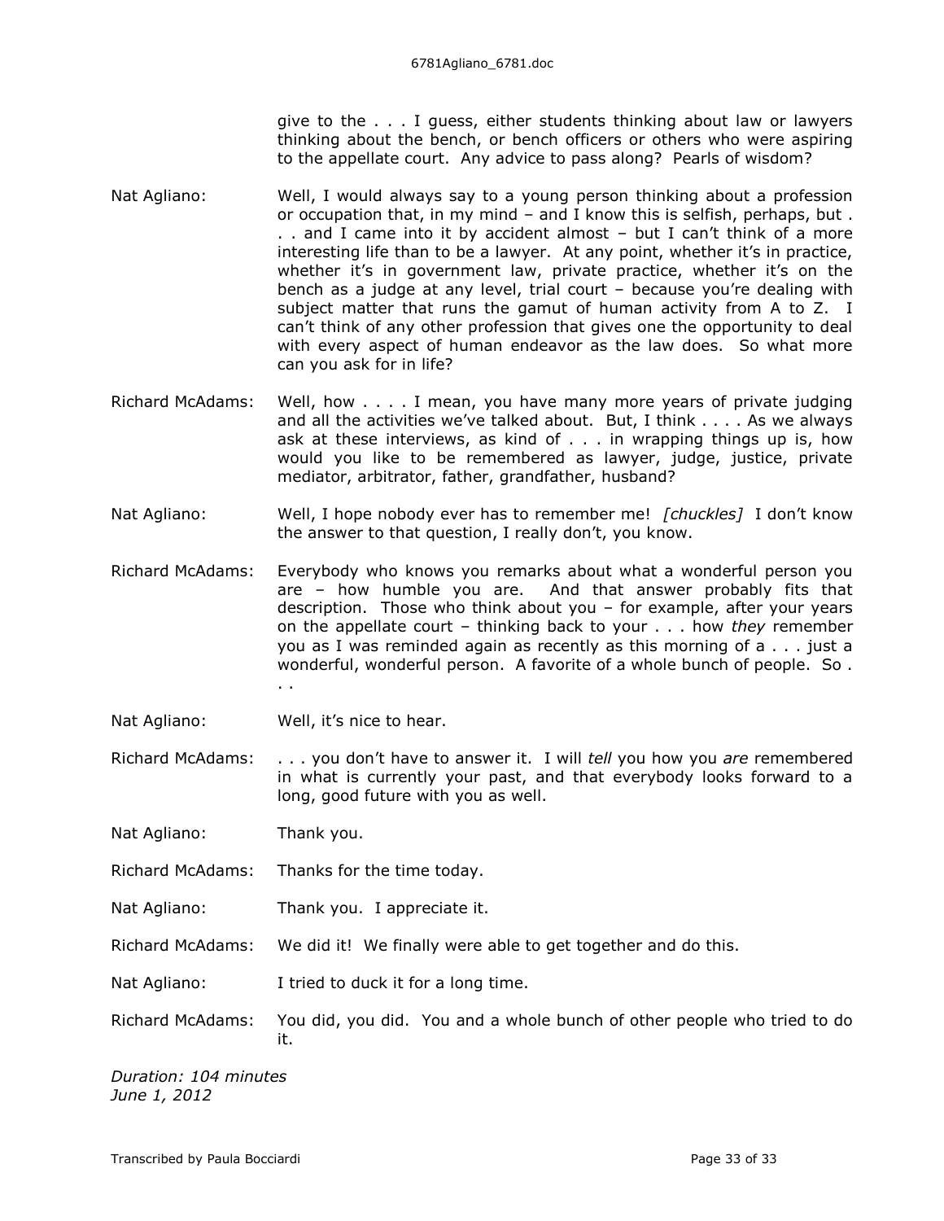give to the . . . I guess, either students thinking about law or lawyers thinking about the bench, or bench officers or others who were aspiring to the appellate court. Any advice to pass along? Pearls of wisdom?

Nat Agliano: Well, I would always say to a young person thinking about a profession or occupation that, in my mind – and I know this is selfish, perhaps, but . . . and I came into it by accident almost – but I can't think of a more interesting life than to be a lawyer. At any point, whether it's in practice, whether it's in government law, private practice, whether it's on the bench as a judge at any level, trial court – because you're dealing with subject matter that runs the gamut of human activity from A to Z. I can't think of any other profession that gives one the opportunity to deal with every aspect of human endeavor as the law does. So what more can you ask for in life?

Richard McAdams: Well, how . . . . I mean, you have many more years of private judging and all the activities we've talked about. But, I think . . . . As we always ask at these interviews, as kind of . . . in wrapping things up is, how would you like to be remembered as lawyer, judge, justice, private mediator, arbitrator, father, grandfather, husband?

Nat Agliano: Well, I hope nobody ever has to remember me! *[chuckles]* I don't know the answer to that question, I really don't, you know.

Richard McAdams: Everybody who knows you remarks about what a wonderful person you are – how humble you are. And that answer probably fits that description. Those who think about you – for example, after your years on the appellate court – thinking back to your . . . how *they* remember you as I was reminded again as recently as this morning of a . . . just a wonderful, wonderful person. A favorite of a whole bunch of people. So . . .

Nat Agliano: Well, it's nice to hear.

Richard McAdams: . . . you don't have to answer it. I will *tell* you how you *are* remembered in what is currently your past, and that everybody looks forward to a long, good future with you as well.

Nat Agliano: Thank you.

Richard McAdams: Thanks for the time today.

Nat Agliano: Thank you. I appreciate it.

Richard McAdams: We did it! We finally were able to get together and do this.

Nat Agliano: I tried to duck it for a long time.

Richard McAdams: You did, you did. You and a whole bunch of other people who tried to do it.

*Duration: 104 minutes*
*June 1, 2012*

Transcribed by Paula Bocciardi